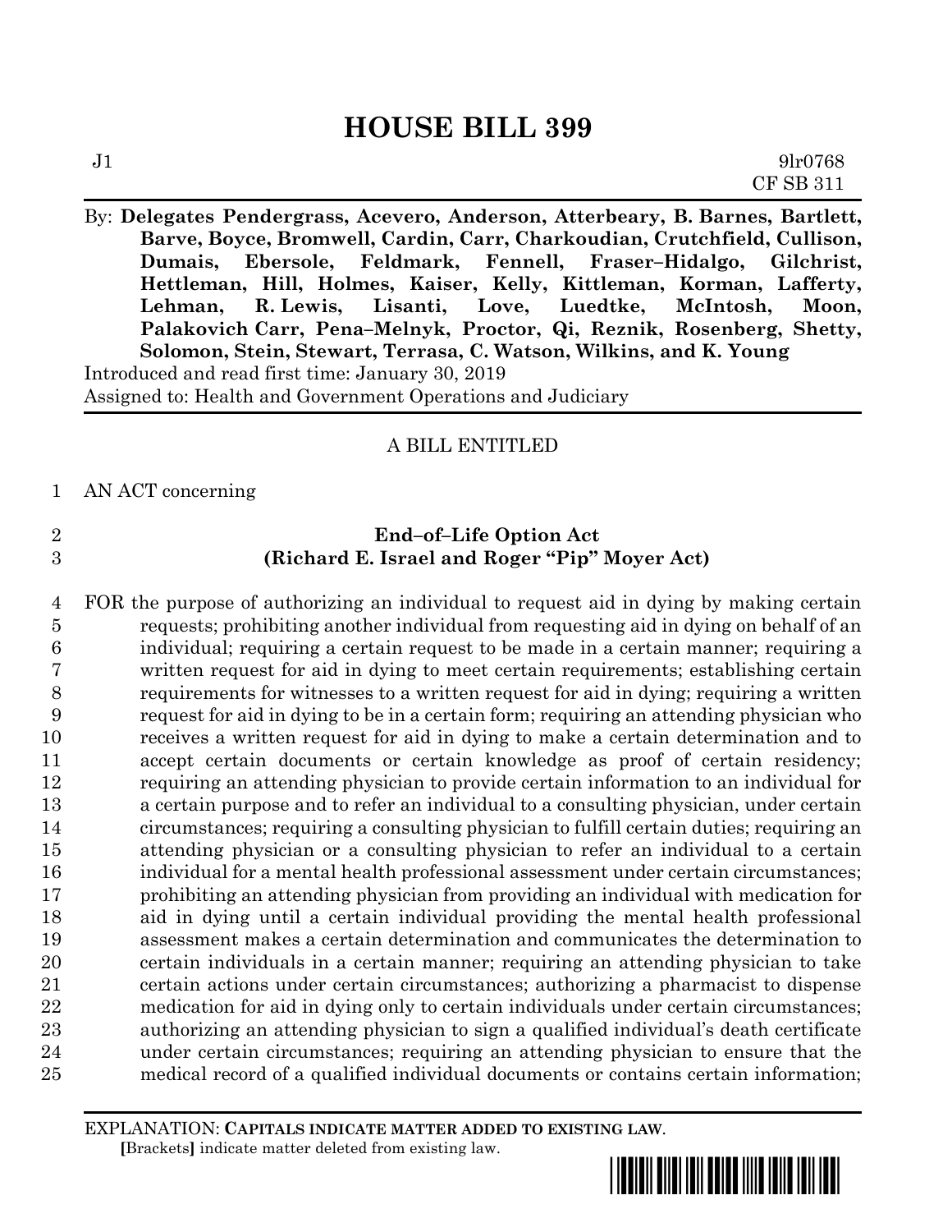# HOUSE BILL 399

J1 9lr0768
CF SB 311

By: **Delegates Pendergrass, Acevero, Anderson, Atterbeary, B. Barnes, Bartlett, Barve, Boyce, Bromwell, Cardin, Carr, Charkoudian, Crutchfield, Cullison, Dumais, Ebersole, Feldmark, Fennell, Fraser–Hidalgo, Gilchrist, Hettleman, Hill, Holmes, Kaiser, Kelly, Kittleman, Korman, Lafferty, Lehman, R. Lewis, Lisanti, Love, Luedtke, McIntosh, Moon, Palakovich Carr, Pena–Melnyk, Proctor, Qi, Reznik, Rosenberg, Shetty, Solomon, Stein, Stewart, Terrasa, C. Watson, Wilkins, and K. Young**

Introduced and read first time: January 30, 2019
Assigned to: Health and Government Operations and Judiciary

A BILL ENTITLED

1 AN ACT concerning

2 **End–of–Life Option Act**
3 **(Richard E. Israel and Roger "Pip" Moyer Act)**

4 FOR the purpose of authorizing an individual to request aid in dying by making certain
5 requests; prohibiting another individual from requesting aid in dying on behalf of an
6 individual; requiring a certain request to be made in a certain manner; requiring a
7 written request for aid in dying to meet certain requirements; establishing certain
8 requirements for witnesses to a written request for aid in dying; requiring a written
9 request for aid in dying to be in a certain form; requiring an attending physician who
10 receives a written request for aid in dying to make a certain determination and to
11 accept certain documents or certain knowledge as proof of certain residency;
12 requiring an attending physician to provide certain information to an individual for
13 a certain purpose and to refer an individual to a consulting physician, under certain
14 circumstances; requiring a consulting physician to fulfill certain duties; requiring an
15 attending physician or a consulting physician to refer an individual to a certain
16 individual for a mental health professional assessment under certain circumstances;
17 prohibiting an attending physician from providing an individual with medication for
18 aid in dying until a certain individual providing the mental health professional
19 assessment makes a certain determination and communicates the determination to
20 certain individuals in a certain manner; requiring an attending physician to take
21 certain actions under certain circumstances; authorizing a pharmacist to dispense
22 medication for aid in dying only to certain individuals under certain circumstances;
23 authorizing an attending physician to sign a qualified individual's death certificate
24 under certain circumstances; requiring an attending physician to ensure that the
25 medical record of a qualified individual documents or contains certain information;

EXPLANATION: **CAPITALS INDICATE MATTER ADDED TO EXISTING LAW**.
[Brackets] indicate matter deleted from existing law.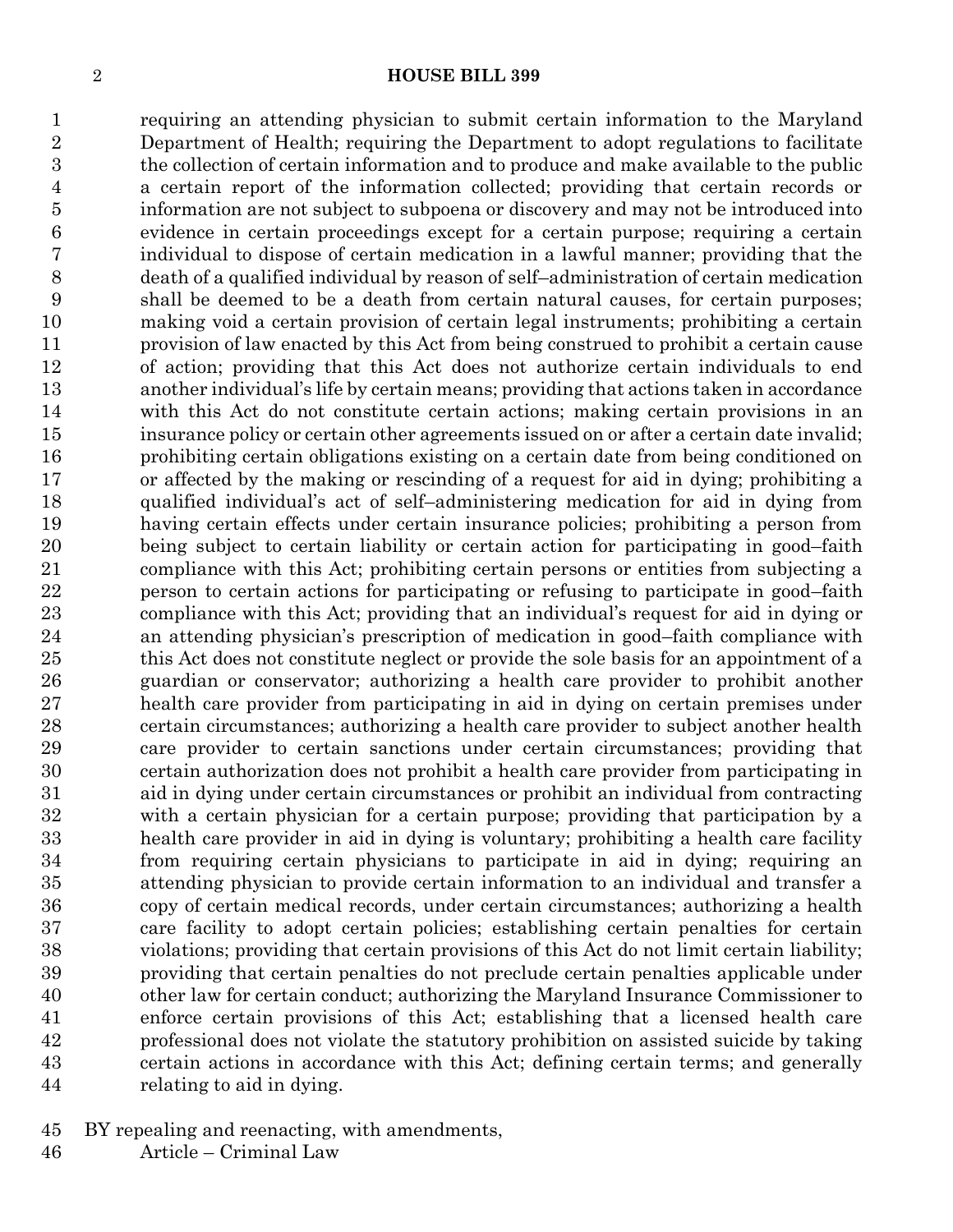requiring an attending physician to submit certain information to the Maryland Department of Health; requiring the Department to adopt regulations to facilitate the collection of certain information and to produce and make available to the public a certain report of the information collected; providing that certain records or information are not subject to subpoena or discovery and may not be introduced into evidence in certain proceedings except for a certain purpose; requiring a certain individual to dispose of certain medication in a lawful manner; providing that the death of a qualified individual by reason of self–administration of certain medication shall be deemed to be a death from certain natural causes, for certain purposes; making void a certain provision of certain legal instruments; prohibiting a certain provision of law enacted by this Act from being construed to prohibit a certain cause of action; providing that this Act does not authorize certain individuals to end another individual's life by certain means; providing that actions taken in accordance with this Act do not constitute certain actions; making certain provisions in an insurance policy or certain other agreements issued on or after a certain date invalid; prohibiting certain obligations existing on a certain date from being conditioned on or affected by the making or rescinding of a request for aid in dying; prohibiting a qualified individual's act of self–administering medication for aid in dying from having certain effects under certain insurance policies; prohibiting a person from being subject to certain liability or certain action for participating in good–faith compliance with this Act; prohibiting certain persons or entities from subjecting a person to certain actions for participating or refusing to participate in good–faith compliance with this Act; providing that an individual's request for aid in dying or an attending physician's prescription of medication in good–faith compliance with this Act does not constitute neglect or provide the sole basis for an appointment of a guardian or conservator; authorizing a health care provider to prohibit another health care provider from participating in aid in dying on certain premises under certain circumstances; authorizing a health care provider to subject another health care provider to certain sanctions under certain circumstances; providing that certain authorization does not prohibit a health care provider from participating in aid in dying under certain circumstances or prohibit an individual from contracting with a certain physician for a certain purpose; providing that participation by a health care provider in aid in dying is voluntary; prohibiting a health care facility from requiring certain physicians to participate in aid in dying; requiring an attending physician to provide certain information to an individual and transfer a copy of certain medical records, under certain circumstances; authorizing a health care facility to adopt certain policies; establishing certain penalties for certain violations; providing that certain provisions of this Act do not limit certain liability; providing that certain penalties do not preclude certain penalties applicable under other law for certain conduct; authorizing the Maryland Insurance Commissioner to enforce certain provisions of this Act; establishing that a licensed health care professional does not violate the statutory prohibition on assisted suicide by taking certain actions in accordance with this Act; defining certain terms; and generally relating to aid in dying.

BY repealing and reenacting, with amendments,

Article – Criminal Law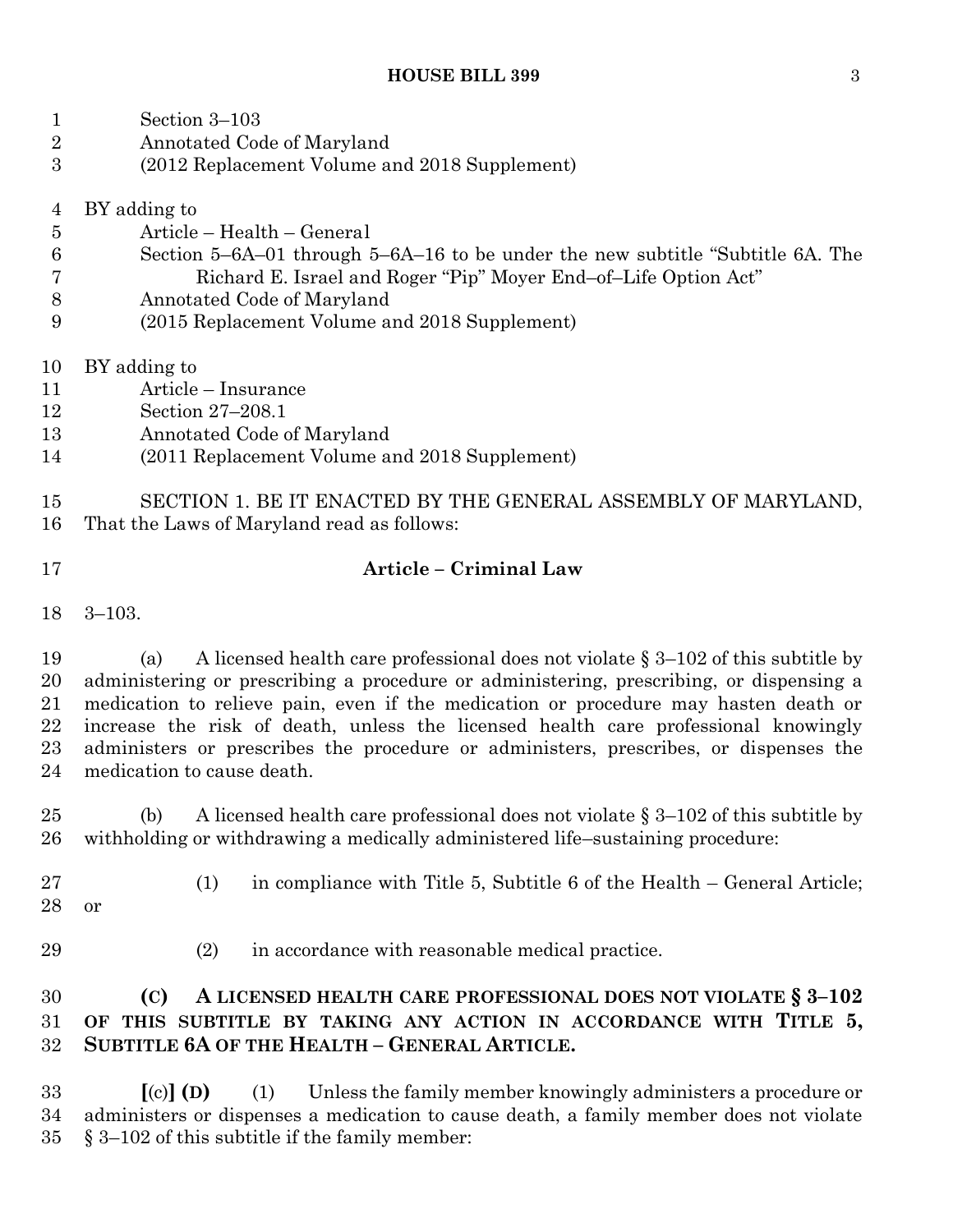Section 3–103
Annotated Code of Maryland
(2012 Replacement Volume and 2018 Supplement)

BY adding to
Article – Health – General
Section 5–6A–01 through 5–6A–16 to be under the new subtitle "Subtitle 6A. The Richard E. Israel and Roger "Pip" Moyer End–of–Life Option Act"
Annotated Code of Maryland
(2015 Replacement Volume and 2018 Supplement)

BY adding to
Article – Insurance
Section 27–208.1
Annotated Code of Maryland
(2011 Replacement Volume and 2018 Supplement)

SECTION 1. BE IT ENACTED BY THE GENERAL ASSEMBLY OF MARYLAND, That the Laws of Maryland read as follows:

**Article – Criminal Law**

3–103.

(a) A licensed health care professional does not violate § 3–102 of this subtitle by administering or prescribing a procedure or administering, prescribing, or dispensing a medication to relieve pain, even if the medication or procedure may hasten death or increase the risk of death, unless the licensed health care professional knowingly administers or prescribes the procedure or administers, prescribes, or dispenses the medication to cause death.

(b) A licensed health care professional does not violate § 3–102 of this subtitle by withholding or withdrawing a medically administered life–sustaining procedure:

(1) in compliance with Title 5, Subtitle 6 of the Health – General Article; or

(2) in accordance with reasonable medical practice.

**(C) A LICENSED HEALTH CARE PROFESSIONAL DOES NOT VIOLATE § 3–102 OF THIS SUBTITLE BY TAKING ANY ACTION IN ACCORDANCE WITH TITLE 5, SUBTITLE 6A OF THE HEALTH – GENERAL ARTICLE.**

**[**(c)**] (D)** (1) Unless the family member knowingly administers a procedure or administers or dispenses a medication to cause death, a family member does not violate § 3–102 of this subtitle if the family member: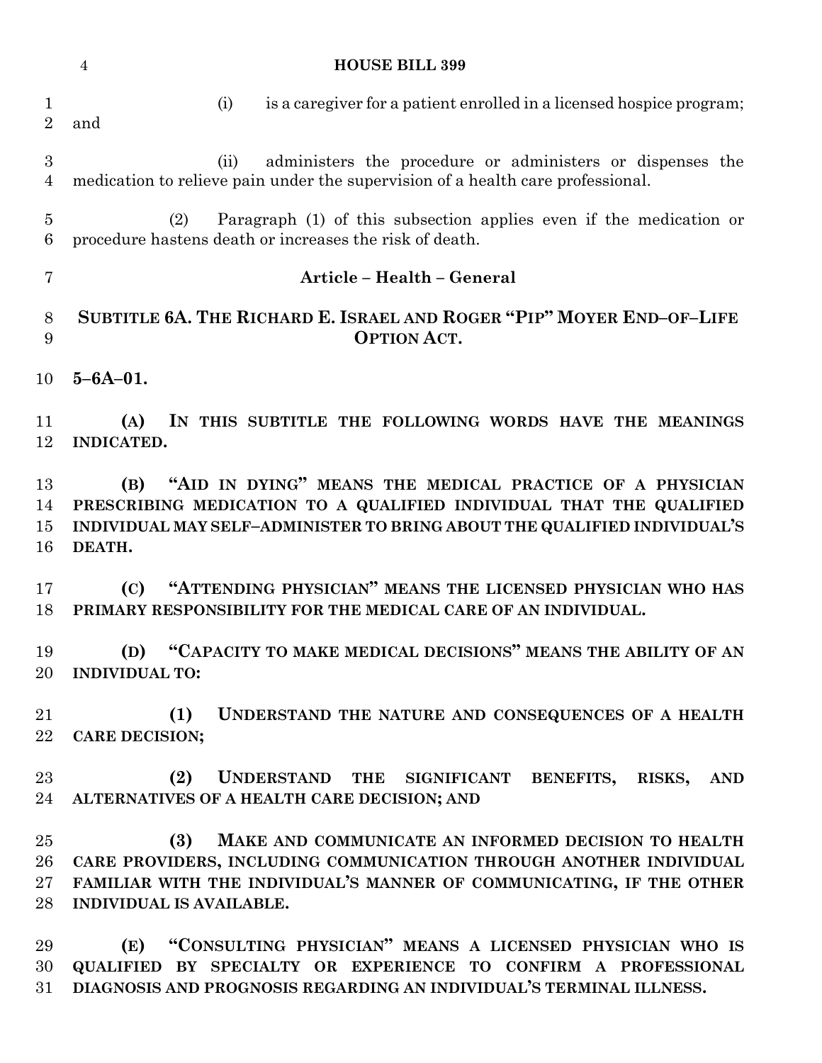(i) is a caregiver for a patient enrolled in a licensed hospice program; and

(ii) administers the procedure or administers or dispenses the medication to relieve pain under the supervision of a health care professional.

(2) Paragraph (1) of this subsection applies even if the medication or procedure hastens death or increases the risk of death.

## Article – Health – General

## SUBTITLE 6A. THE RICHARD E. ISRAEL AND ROGER "PIP" MOYER END–OF–LIFE OPTION ACT.

**5–6A–01.**

**(A) IN THIS SUBTITLE THE FOLLOWING WORDS HAVE THE MEANINGS INDICATED.**

**(B) "AID IN DYING" MEANS THE MEDICAL PRACTICE OF A PHYSICIAN PRESCRIBING MEDICATION TO A QUALIFIED INDIVIDUAL THAT THE QUALIFIED INDIVIDUAL MAY SELF–ADMINISTER TO BRING ABOUT THE QUALIFIED INDIVIDUAL'S DEATH.**

**(C) "ATTENDING PHYSICIAN" MEANS THE LICENSED PHYSICIAN WHO HAS PRIMARY RESPONSIBILITY FOR THE MEDICAL CARE OF AN INDIVIDUAL.**

**(D) "CAPACITY TO MAKE MEDICAL DECISIONS" MEANS THE ABILITY OF AN INDIVIDUAL TO:**

**(1) UNDERSTAND THE NATURE AND CONSEQUENCES OF A HEALTH CARE DECISION;**

**(2) UNDERSTAND THE SIGNIFICANT BENEFITS, RISKS, AND ALTERNATIVES OF A HEALTH CARE DECISION; AND**

**(3) MAKE AND COMMUNICATE AN INFORMED DECISION TO HEALTH CARE PROVIDERS, INCLUDING COMMUNICATION THROUGH ANOTHER INDIVIDUAL FAMILIAR WITH THE INDIVIDUAL'S MANNER OF COMMUNICATING, IF THE OTHER INDIVIDUAL IS AVAILABLE.**

**(E) "CONSULTING PHYSICIAN" MEANS A LICENSED PHYSICIAN WHO IS QUALIFIED BY SPECIALTY OR EXPERIENCE TO CONFIRM A PROFESSIONAL DIAGNOSIS AND PROGNOSIS REGARDING AN INDIVIDUAL'S TERMINAL ILLNESS.**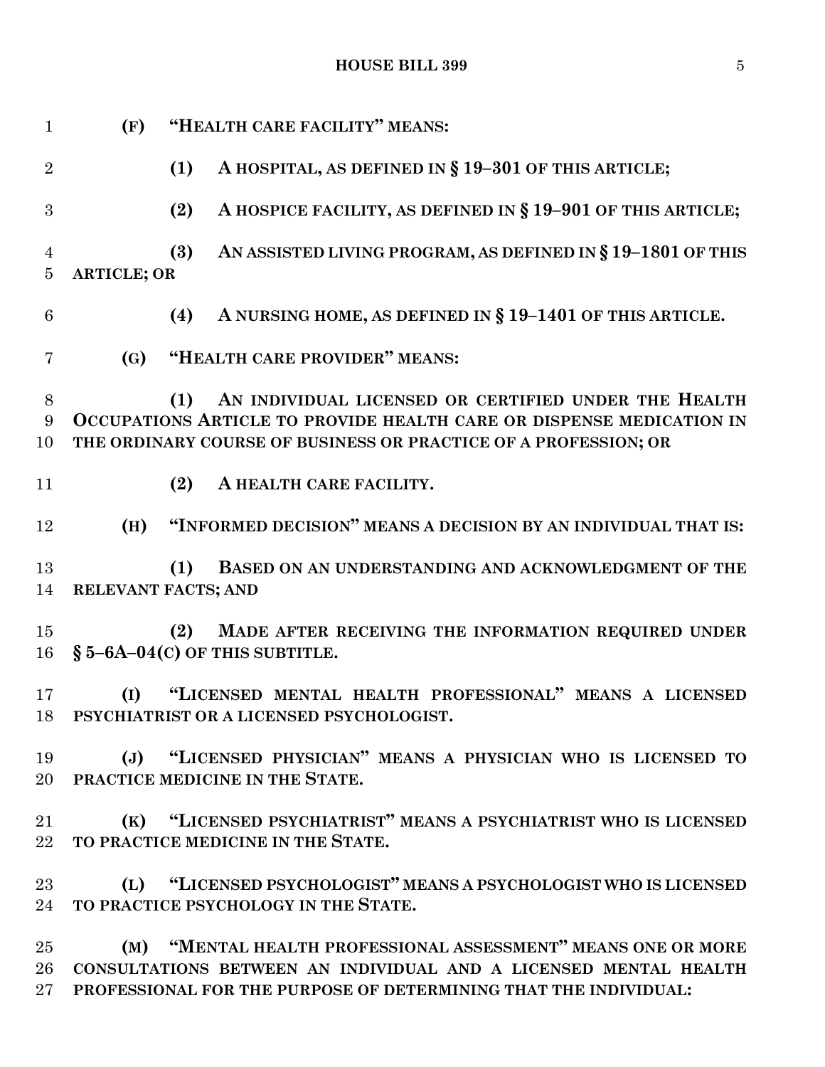**(F) "HEALTH CARE FACILITY" MEANS:**

**(1) A HOSPITAL, AS DEFINED IN § 19–301 OF THIS ARTICLE;**

**(2) A HOSPICE FACILITY, AS DEFINED IN § 19–901 OF THIS ARTICLE;**

**(3) AN ASSISTED LIVING PROGRAM, AS DEFINED IN § 19–1801 OF THIS ARTICLE; OR**

**(4) A NURSING HOME, AS DEFINED IN § 19–1401 OF THIS ARTICLE.**

**(G) "HEALTH CARE PROVIDER" MEANS:**

**(1) AN INDIVIDUAL LICENSED OR CERTIFIED UNDER THE HEALTH OCCUPATIONS ARTICLE TO PROVIDE HEALTH CARE OR DISPENSE MEDICATION IN THE ORDINARY COURSE OF BUSINESS OR PRACTICE OF A PROFESSION; OR**

**(2) A HEALTH CARE FACILITY.**

**(H) "INFORMED DECISION" MEANS A DECISION BY AN INDIVIDUAL THAT IS:**

**(1) BASED ON AN UNDERSTANDING AND ACKNOWLEDGMENT OF THE RELEVANT FACTS; AND**

**(2) MADE AFTER RECEIVING THE INFORMATION REQUIRED UNDER § 5–6A–04(C) OF THIS SUBTITLE.**

**(I) "LICENSED MENTAL HEALTH PROFESSIONAL" MEANS A LICENSED PSYCHIATRIST OR A LICENSED PSYCHOLOGIST.**

**(J) "LICENSED PHYSICIAN" MEANS A PHYSICIAN WHO IS LICENSED TO PRACTICE MEDICINE IN THE STATE.**

**(K) "LICENSED PSYCHIATRIST" MEANS A PSYCHIATRIST WHO IS LICENSED TO PRACTICE MEDICINE IN THE STATE.**

**(L) "LICENSED PSYCHOLOGIST" MEANS A PSYCHOLOGIST WHO IS LICENSED TO PRACTICE PSYCHOLOGY IN THE STATE.**

**(M) "MENTAL HEALTH PROFESSIONAL ASSESSMENT" MEANS ONE OR MORE CONSULTATIONS BETWEEN AN INDIVIDUAL AND A LICENSED MENTAL HEALTH PROFESSIONAL FOR THE PURPOSE OF DETERMINING THAT THE INDIVIDUAL:**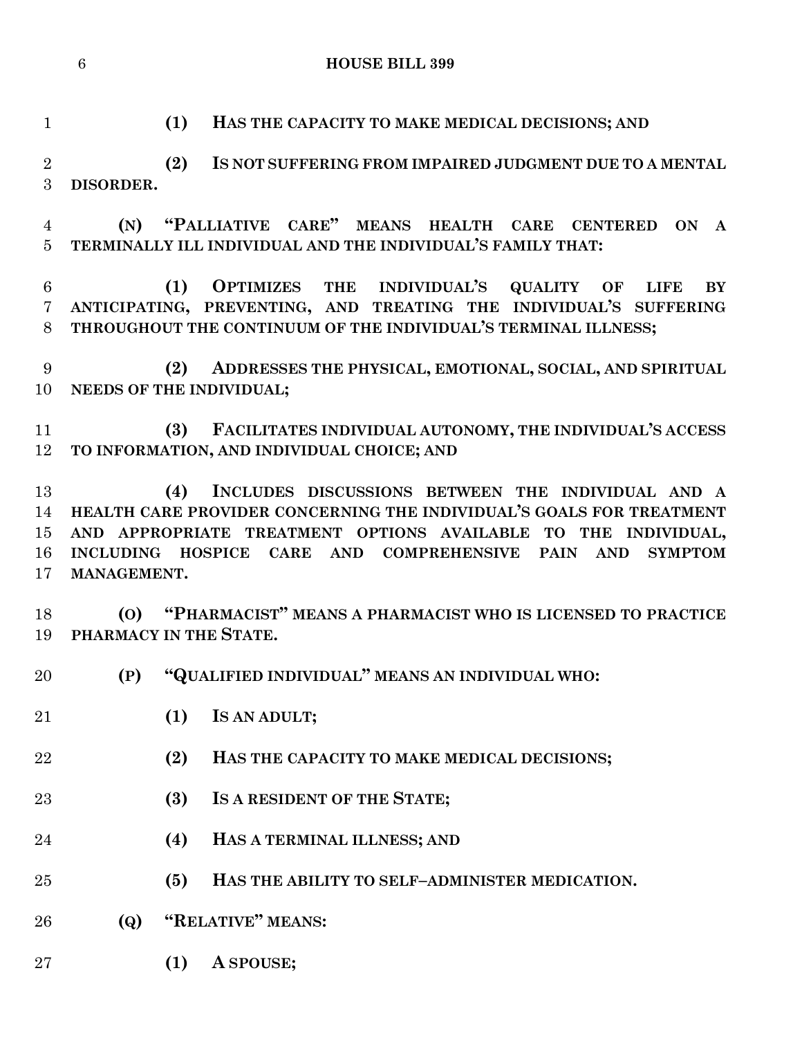**(1) HAS THE CAPACITY TO MAKE MEDICAL DECISIONS; AND**

**(2) IS NOT SUFFERING FROM IMPAIRED JUDGMENT DUE TO A MENTAL DISORDER.**

**(N) "PALLIATIVE CARE" MEANS HEALTH CARE CENTERED ON A TERMINALLY ILL INDIVIDUAL AND THE INDIVIDUAL'S FAMILY THAT:**

**(1) OPTIMIZES THE INDIVIDUAL'S QUALITY OF LIFE BY ANTICIPATING, PREVENTING, AND TREATING THE INDIVIDUAL'S SUFFERING THROUGHOUT THE CONTINUUM OF THE INDIVIDUAL'S TERMINAL ILLNESS;**

**(2) ADDRESSES THE PHYSICAL, EMOTIONAL, SOCIAL, AND SPIRITUAL NEEDS OF THE INDIVIDUAL;**

**(3) FACILITATES INDIVIDUAL AUTONOMY, THE INDIVIDUAL'S ACCESS TO INFORMATION, AND INDIVIDUAL CHOICE; AND**

**(4) INCLUDES DISCUSSIONS BETWEEN THE INDIVIDUAL AND A HEALTH CARE PROVIDER CONCERNING THE INDIVIDUAL'S GOALS FOR TREATMENT AND APPROPRIATE TREATMENT OPTIONS AVAILABLE TO THE INDIVIDUAL, INCLUDING HOSPICE CARE AND COMPREHENSIVE PAIN AND SYMPTOM MANAGEMENT.**

**(O) "PHARMACIST" MEANS A PHARMACIST WHO IS LICENSED TO PRACTICE PHARMACY IN THE STATE.**

**(P) "QUALIFIED INDIVIDUAL" MEANS AN INDIVIDUAL WHO:**

**(1) IS AN ADULT;**

**(2) HAS THE CAPACITY TO MAKE MEDICAL DECISIONS;**

**(3) IS A RESIDENT OF THE STATE;**

**(4) HAS A TERMINAL ILLNESS; AND**

**(5) HAS THE ABILITY TO SELF–ADMINISTER MEDICATION.**

**(Q) "RELATIVE" MEANS:**

**(1) A SPOUSE;**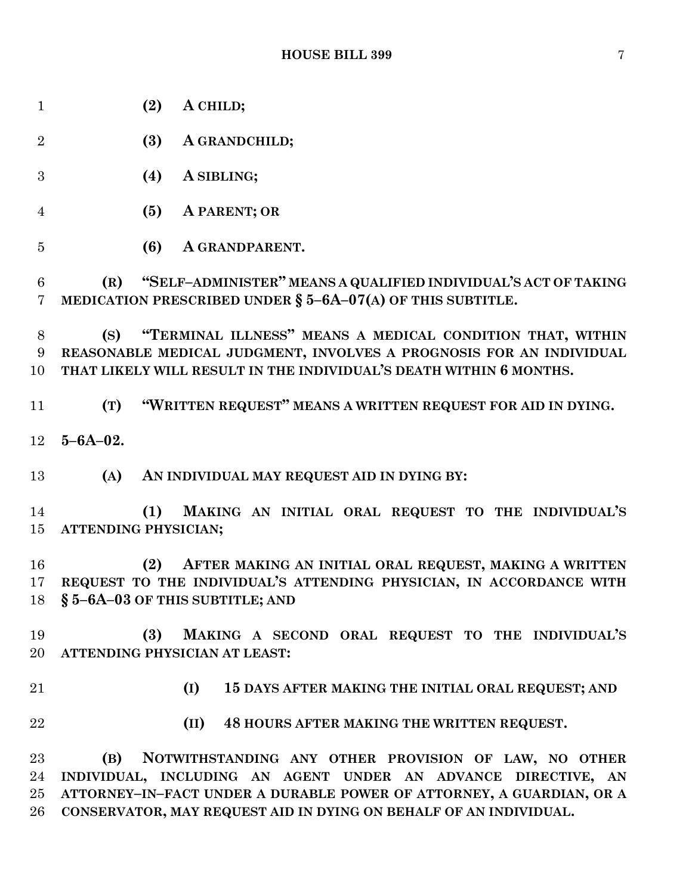**(2) A CHILD;**

**(3) A GRANDCHILD;**

**(4) A SIBLING;**

**(5) A PARENT; OR**

**(6) A GRANDPARENT.**

**(R) "SELF–ADMINISTER" MEANS A QUALIFIED INDIVIDUAL'S ACT OF TAKING MEDICATION PRESCRIBED UNDER § 5–6A–07(A) OF THIS SUBTITLE.**

**(S) "TERMINAL ILLNESS" MEANS A MEDICAL CONDITION THAT, WITHIN REASONABLE MEDICAL JUDGMENT, INVOLVES A PROGNOSIS FOR AN INDIVIDUAL THAT LIKELY WILL RESULT IN THE INDIVIDUAL'S DEATH WITHIN 6 MONTHS.**

**(T) "WRITTEN REQUEST" MEANS A WRITTEN REQUEST FOR AID IN DYING.**

**5–6A–02.**

**(A) AN INDIVIDUAL MAY REQUEST AID IN DYING BY:**

**(1) MAKING AN INITIAL ORAL REQUEST TO THE INDIVIDUAL'S ATTENDING PHYSICIAN;**

**(2) AFTER MAKING AN INITIAL ORAL REQUEST, MAKING A WRITTEN REQUEST TO THE INDIVIDUAL'S ATTENDING PHYSICIAN, IN ACCORDANCE WITH § 5–6A–03 OF THIS SUBTITLE; AND**

**(3) MAKING A SECOND ORAL REQUEST TO THE INDIVIDUAL'S ATTENDING PHYSICIAN AT LEAST:**

**(I) 15 DAYS AFTER MAKING THE INITIAL ORAL REQUEST; AND**

**(II) 48 HOURS AFTER MAKING THE WRITTEN REQUEST.**

**(B) NOTWITHSTANDING ANY OTHER PROVISION OF LAW, NO OTHER INDIVIDUAL, INCLUDING AN AGENT UNDER AN ADVANCE DIRECTIVE, AN ATTORNEY–IN–FACT UNDER A DURABLE POWER OF ATTORNEY, A GUARDIAN, OR A CONSERVATOR, MAY REQUEST AID IN DYING ON BEHALF OF AN INDIVIDUAL.**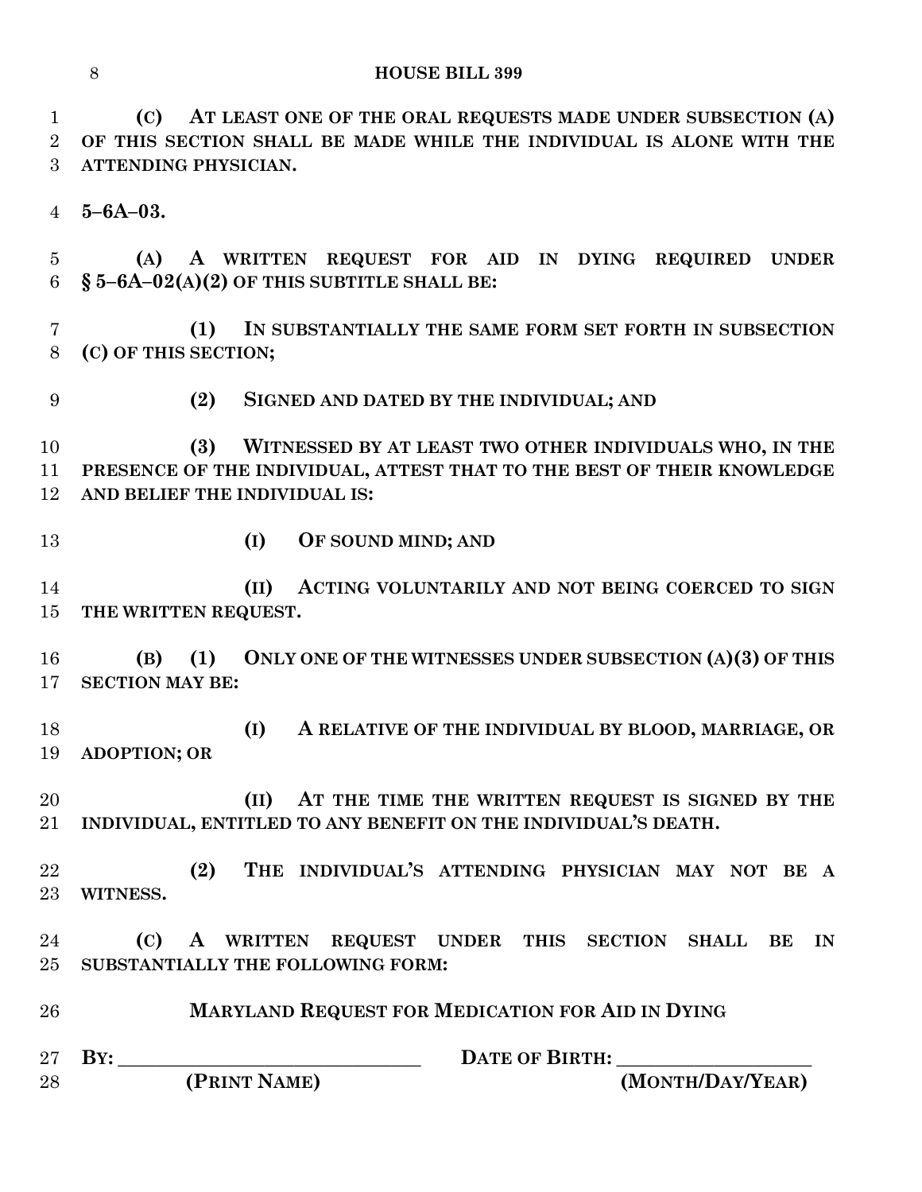**(C) AT LEAST ONE OF THE ORAL REQUESTS MADE UNDER SUBSECTION (A) OF THIS SECTION SHALL BE MADE WHILE THE INDIVIDUAL IS ALONE WITH THE ATTENDING PHYSICIAN.**

**5–6A–03.**

**(A) A WRITTEN REQUEST FOR AID IN DYING REQUIRED UNDER § 5–6A–02(A)(2) OF THIS SUBTITLE SHALL BE:**

**(1) IN SUBSTANTIALLY THE SAME FORM SET FORTH IN SUBSECTION (C) OF THIS SECTION;**

**(2) SIGNED AND DATED BY THE INDIVIDUAL; AND**

**(3) WITNESSED BY AT LEAST TWO OTHER INDIVIDUALS WHO, IN THE PRESENCE OF THE INDIVIDUAL, ATTEST THAT TO THE BEST OF THEIR KNOWLEDGE AND BELIEF THE INDIVIDUAL IS:**

**(I) OF SOUND MIND; AND**

**(II) ACTING VOLUNTARILY AND NOT BEING COERCED TO SIGN THE WRITTEN REQUEST.**

**(B) (1) ONLY ONE OF THE WITNESSES UNDER SUBSECTION (A)(3) OF THIS SECTION MAY BE:**

**(I) A RELATIVE OF THE INDIVIDUAL BY BLOOD, MARRIAGE, OR ADOPTION; OR**

**(II) AT THE TIME THE WRITTEN REQUEST IS SIGNED BY THE INDIVIDUAL, ENTITLED TO ANY BENEFIT ON THE INDIVIDUAL'S DEATH.**

**(2) THE INDIVIDUAL'S ATTENDING PHYSICIAN MAY NOT BE A WITNESS.**

**(C) A WRITTEN REQUEST UNDER THIS SECTION SHALL BE IN SUBSTANTIALLY THE FOLLOWING FORM:**

**MARYLAND REQUEST FOR MEDICATION FOR AID IN DYING**

**BY: ______________________________ DATE OF BIRTH: ____________________**
**(PRINT NAME) (MONTH/DAY/YEAR)**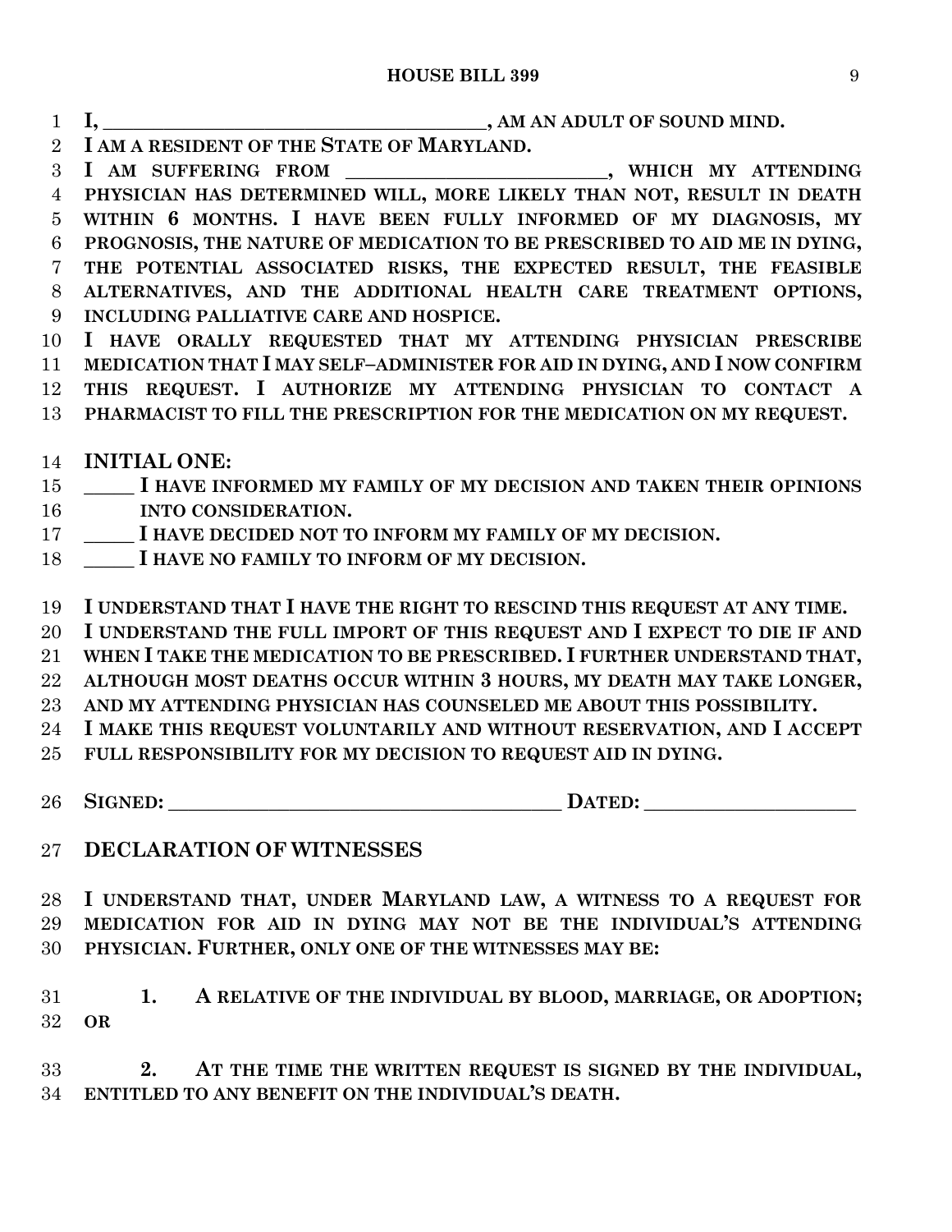**I, \_\_\_\_\_\_\_\_\_\_\_\_\_\_\_\_\_\_\_\_\_\_\_\_\_\_\_\_\_\_\_\_\_\_\_\_\_\_\_\_, AM AN ADULT OF SOUND MIND.**

**I AM A RESIDENT OF THE STATE OF MARYLAND.**

**I AM SUFFERING FROM \_\_\_\_\_\_\_\_\_\_\_\_\_\_\_\_\_\_\_\_\_\_\_\_\_\_\_, WHICH MY ATTENDING PHYSICIAN HAS DETERMINED WILL, MORE LIKELY THAN NOT, RESULT IN DEATH WITHIN 6 MONTHS. I HAVE BEEN FULLY INFORMED OF MY DIAGNOSIS, MY PROGNOSIS, THE NATURE OF MEDICATION TO BE PRESCRIBED TO AID ME IN DYING, THE POTENTIAL ASSOCIATED RISKS, THE EXPECTED RESULT, THE FEASIBLE ALTERNATIVES, AND THE ADDITIONAL HEALTH CARE TREATMENT OPTIONS, INCLUDING PALLIATIVE CARE AND HOSPICE.**

**I HAVE ORALLY REQUESTED THAT MY ATTENDING PHYSICIAN PRESCRIBE MEDICATION THAT I MAY SELF–ADMINISTER FOR AID IN DYING, AND I NOW CONFIRM THIS REQUEST. I AUTHORIZE MY ATTENDING PHYSICIAN TO CONTACT A PHARMACIST TO FILL THE PRESCRIPTION FOR THE MEDICATION ON MY REQUEST.**

**INITIAL ONE:**

**\_\_\_\_\_ I HAVE INFORMED MY FAMILY OF MY DECISION AND TAKEN THEIR OPINIONS INTO CONSIDERATION.**

**\_\_\_\_\_ I HAVE DECIDED NOT TO INFORM MY FAMILY OF MY DECISION.**

**\_\_\_\_\_ I HAVE NO FAMILY TO INFORM OF MY DECISION.**

**I UNDERSTAND THAT I HAVE THE RIGHT TO RESCIND THIS REQUEST AT ANY TIME.**

**I UNDERSTAND THE FULL IMPORT OF THIS REQUEST AND I EXPECT TO DIE IF AND WHEN I TAKE THE MEDICATION TO BE PRESCRIBED. I FURTHER UNDERSTAND THAT, ALTHOUGH MOST DEATHS OCCUR WITHIN 3 HOURS, MY DEATH MAY TAKE LONGER, AND MY ATTENDING PHYSICIAN HAS COUNSELED ME ABOUT THIS POSSIBILITY.**

**I MAKE THIS REQUEST VOLUNTARILY AND WITHOUT RESERVATION, AND I ACCEPT FULL RESPONSIBILITY FOR MY DECISION TO REQUEST AID IN DYING.**

**SIGNED: \_\_\_\_\_\_\_\_\_\_\_\_\_\_\_\_\_\_\_\_\_\_\_\_\_\_\_\_\_\_\_\_\_\_\_\_\_\_\_\_ DATED: \_\_\_\_\_\_\_\_\_\_\_\_\_\_\_\_\_\_\_\_\_\_**

**DECLARATION OF WITNESSES**

**I UNDERSTAND THAT, UNDER MARYLAND LAW, A WITNESS TO A REQUEST FOR MEDICATION FOR AID IN DYING MAY NOT BE THE INDIVIDUAL'S ATTENDING PHYSICIAN. FURTHER, ONLY ONE OF THE WITNESSES MAY BE:**

**1. A RELATIVE OF THE INDIVIDUAL BY BLOOD, MARRIAGE, OR ADOPTION; OR**

**2. AT THE TIME THE WRITTEN REQUEST IS SIGNED BY THE INDIVIDUAL, ENTITLED TO ANY BENEFIT ON THE INDIVIDUAL'S DEATH.**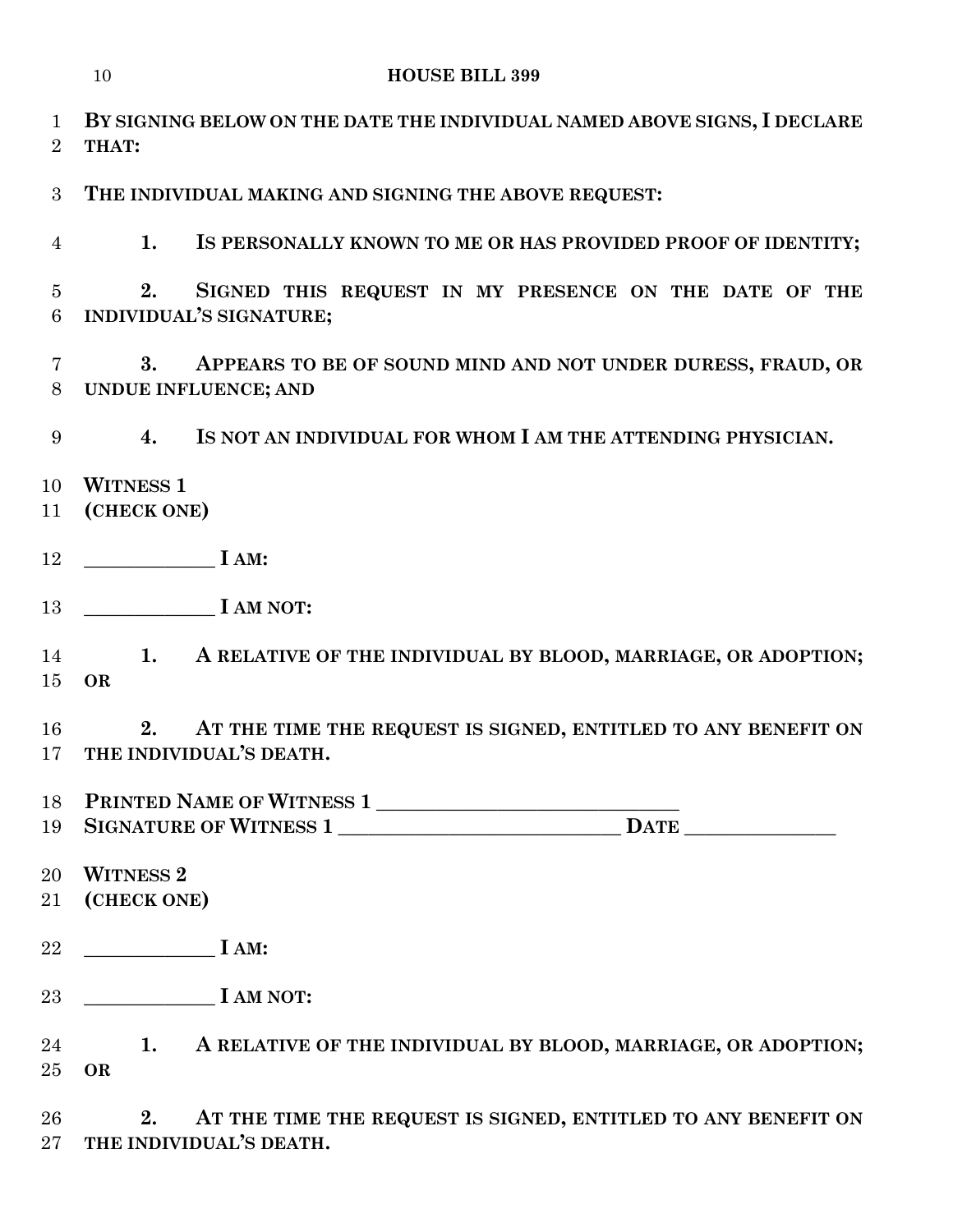**BY SIGNING BELOW ON THE DATE THE INDIVIDUAL NAMED ABOVE SIGNS, I DECLARE THAT:**

**THE INDIVIDUAL MAKING AND SIGNING THE ABOVE REQUEST:**

**1. IS PERSONALLY KNOWN TO ME OR HAS PROVIDED PROOF OF IDENTITY;**

**2. SIGNED THIS REQUEST IN MY PRESENCE ON THE DATE OF THE INDIVIDUAL'S SIGNATURE;**

**3. APPEARS TO BE OF SOUND MIND AND NOT UNDER DURESS, FRAUD, OR UNDUE INFLUENCE; AND**

**4. IS NOT AN INDIVIDUAL FOR WHOM I AM THE ATTENDING PHYSICIAN.**

**WITNESS 1**
**(CHECK ONE)**

**_____________ I AM:**

**_____________ I AM NOT:**

**1. A RELATIVE OF THE INDIVIDUAL BY BLOOD, MARRIAGE, OR ADOPTION; OR**

**2. AT THE TIME THE REQUEST IS SIGNED, ENTITLED TO ANY BENEFIT ON THE INDIVIDUAL'S DEATH.**

**PRINTED NAME OF WITNESS 1 ______________________________**
**SIGNATURE OF WITNESS 1 ____________________________ DATE _______________**

**WITNESS 2**
**(CHECK ONE)**

**_____________ I AM:**

**_____________ I AM NOT:**

**1. A RELATIVE OF THE INDIVIDUAL BY BLOOD, MARRIAGE, OR ADOPTION; OR**

**2. AT THE TIME THE REQUEST IS SIGNED, ENTITLED TO ANY BENEFIT ON THE INDIVIDUAL'S DEATH.**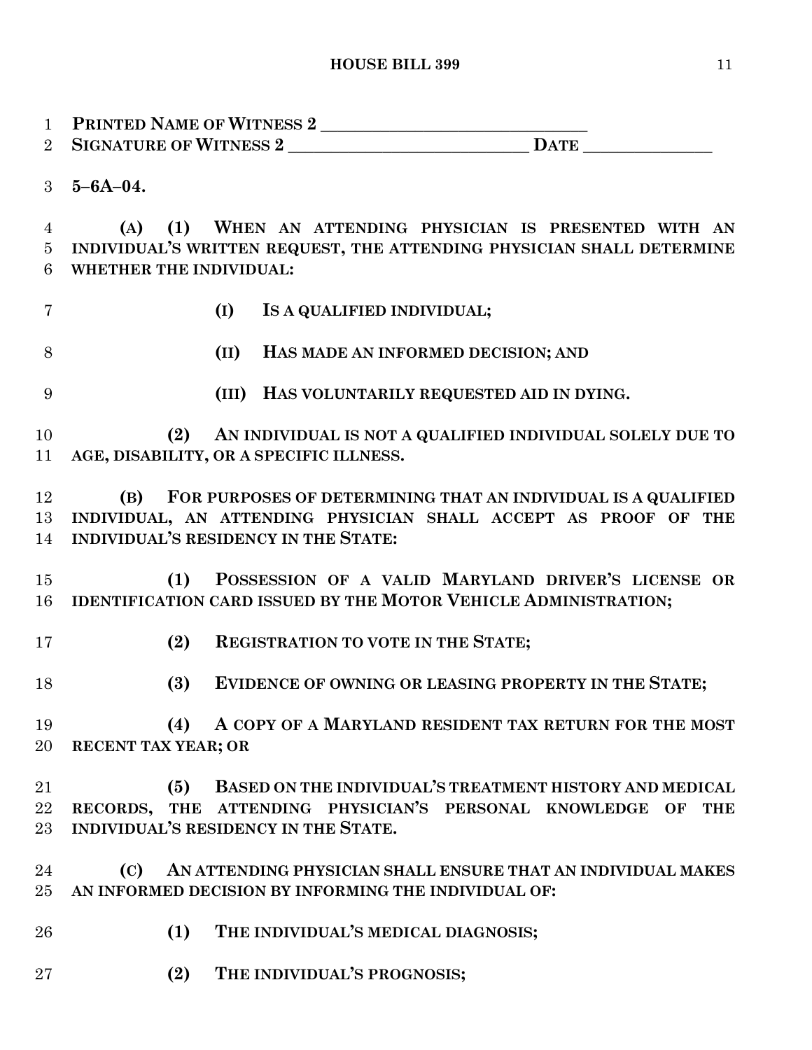**PRINTED NAME OF WITNESS 2 ______________________________**
**SIGNATURE OF WITNESS 2 ___________________________ DATE _______________**

**5–6A–04.**

**(A) (1) WHEN AN ATTENDING PHYSICIAN IS PRESENTED WITH AN INDIVIDUAL'S WRITTEN REQUEST, THE ATTENDING PHYSICIAN SHALL DETERMINE WHETHER THE INDIVIDUAL:**

**(I) IS A QUALIFIED INDIVIDUAL;**

**(II) HAS MADE AN INFORMED DECISION; AND**

**(III) HAS VOLUNTARILY REQUESTED AID IN DYING.**

**(2) AN INDIVIDUAL IS NOT A QUALIFIED INDIVIDUAL SOLELY DUE TO AGE, DISABILITY, OR A SPECIFIC ILLNESS.**

**(B) FOR PURPOSES OF DETERMINING THAT AN INDIVIDUAL IS A QUALIFIED INDIVIDUAL, AN ATTENDING PHYSICIAN SHALL ACCEPT AS PROOF OF THE INDIVIDUAL'S RESIDENCY IN THE STATE:**

**(1) POSSESSION OF A VALID MARYLAND DRIVER'S LICENSE OR IDENTIFICATION CARD ISSUED BY THE MOTOR VEHICLE ADMINISTRATION;**

**(2) REGISTRATION TO VOTE IN THE STATE;**

**(3) EVIDENCE OF OWNING OR LEASING PROPERTY IN THE STATE;**

**(4) A COPY OF A MARYLAND RESIDENT TAX RETURN FOR THE MOST RECENT TAX YEAR; OR**

**(5) BASED ON THE INDIVIDUAL'S TREATMENT HISTORY AND MEDICAL RECORDS, THE ATTENDING PHYSICIAN'S PERSONAL KNOWLEDGE OF THE INDIVIDUAL'S RESIDENCY IN THE STATE.**

**(C) AN ATTENDING PHYSICIAN SHALL ENSURE THAT AN INDIVIDUAL MAKES AN INFORMED DECISION BY INFORMING THE INDIVIDUAL OF:**

**(1) THE INDIVIDUAL'S MEDICAL DIAGNOSIS;**

**(2) THE INDIVIDUAL'S PROGNOSIS;**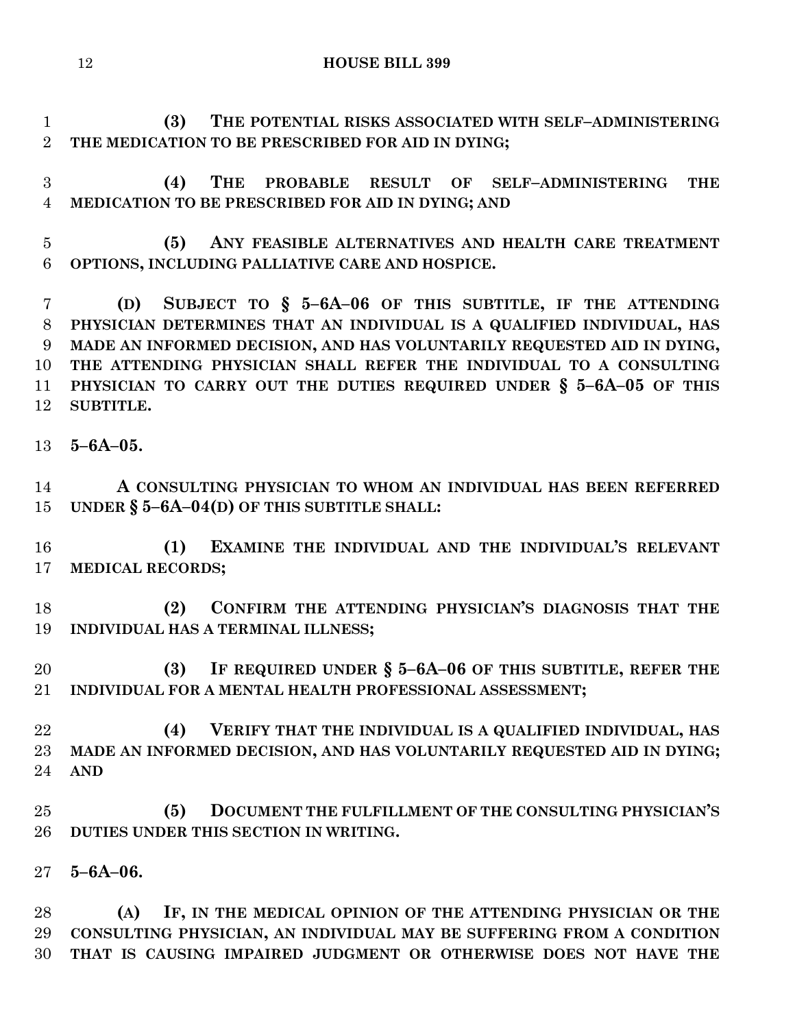**(3) THE POTENTIAL RISKS ASSOCIATED WITH SELF–ADMINISTERING THE MEDICATION TO BE PRESCRIBED FOR AID IN DYING;**

**(4) THE PROBABLE RESULT OF SELF–ADMINISTERING THE MEDICATION TO BE PRESCRIBED FOR AID IN DYING; AND**

**(5) ANY FEASIBLE ALTERNATIVES AND HEALTH CARE TREATMENT OPTIONS, INCLUDING PALLIATIVE CARE AND HOSPICE.**

**(D) SUBJECT TO § 5–6A–06 OF THIS SUBTITLE, IF THE ATTENDING PHYSICIAN DETERMINES THAT AN INDIVIDUAL IS A QUALIFIED INDIVIDUAL, HAS MADE AN INFORMED DECISION, AND HAS VOLUNTARILY REQUESTED AID IN DYING, THE ATTENDING PHYSICIAN SHALL REFER THE INDIVIDUAL TO A CONSULTING PHYSICIAN TO CARRY OUT THE DUTIES REQUIRED UNDER § 5–6A–05 OF THIS SUBTITLE.**

**5–6A–05.**

**A CONSULTING PHYSICIAN TO WHOM AN INDIVIDUAL HAS BEEN REFERRED UNDER § 5–6A–04(D) OF THIS SUBTITLE SHALL:**

**(1) EXAMINE THE INDIVIDUAL AND THE INDIVIDUAL'S RELEVANT MEDICAL RECORDS;**

**(2) CONFIRM THE ATTENDING PHYSICIAN'S DIAGNOSIS THAT THE INDIVIDUAL HAS A TERMINAL ILLNESS;**

**(3) IF REQUIRED UNDER § 5–6A–06 OF THIS SUBTITLE, REFER THE INDIVIDUAL FOR A MENTAL HEALTH PROFESSIONAL ASSESSMENT;**

**(4) VERIFY THAT THE INDIVIDUAL IS A QUALIFIED INDIVIDUAL, HAS MADE AN INFORMED DECISION, AND HAS VOLUNTARILY REQUESTED AID IN DYING; AND**

**(5) DOCUMENT THE FULFILLMENT OF THE CONSULTING PHYSICIAN'S DUTIES UNDER THIS SECTION IN WRITING.**

**5–6A–06.**

**(A) IF, IN THE MEDICAL OPINION OF THE ATTENDING PHYSICIAN OR THE CONSULTING PHYSICIAN, AN INDIVIDUAL MAY BE SUFFERING FROM A CONDITION THAT IS CAUSING IMPAIRED JUDGMENT OR OTHERWISE DOES NOT HAVE THE**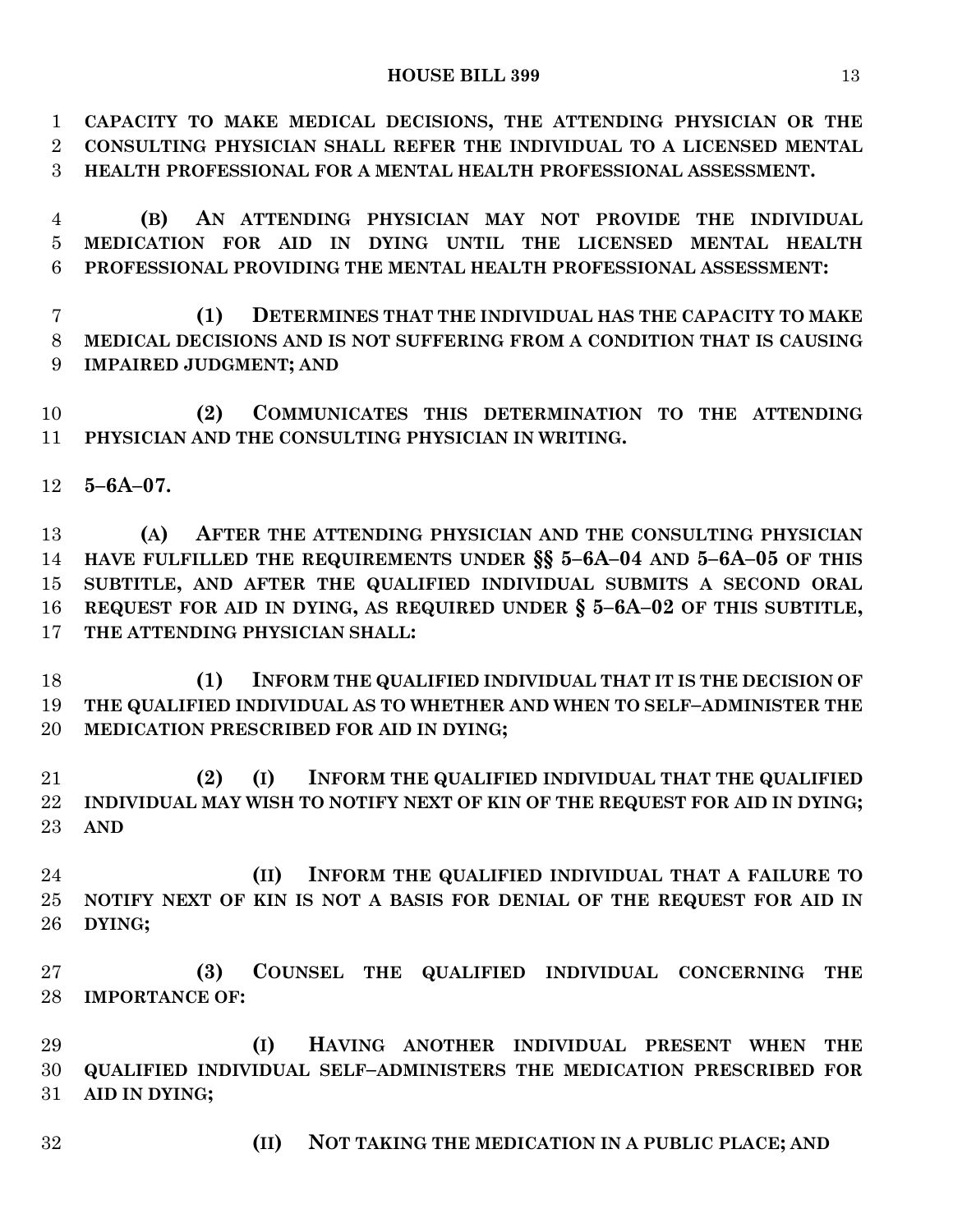**CAPACITY TO MAKE MEDICAL DECISIONS, THE ATTENDING PHYSICIAN OR THE CONSULTING PHYSICIAN SHALL REFER THE INDIVIDUAL TO A LICENSED MENTAL HEALTH PROFESSIONAL FOR A MENTAL HEALTH PROFESSIONAL ASSESSMENT.**

**(B) AN ATTENDING PHYSICIAN MAY NOT PROVIDE THE INDIVIDUAL MEDICATION FOR AID IN DYING UNTIL THE LICENSED MENTAL HEALTH PROFESSIONAL PROVIDING THE MENTAL HEALTH PROFESSIONAL ASSESSMENT:**

**(1) DETERMINES THAT THE INDIVIDUAL HAS THE CAPACITY TO MAKE MEDICAL DECISIONS AND IS NOT SUFFERING FROM A CONDITION THAT IS CAUSING IMPAIRED JUDGMENT; AND**

**(2) COMMUNICATES THIS DETERMINATION TO THE ATTENDING PHYSICIAN AND THE CONSULTING PHYSICIAN IN WRITING.**

**5–6A–07.**

**(A) AFTER THE ATTENDING PHYSICIAN AND THE CONSULTING PHYSICIAN HAVE FULFILLED THE REQUIREMENTS UNDER §§ 5–6A–04 AND 5–6A–05 OF THIS SUBTITLE, AND AFTER THE QUALIFIED INDIVIDUAL SUBMITS A SECOND ORAL REQUEST FOR AID IN DYING, AS REQUIRED UNDER § 5–6A–02 OF THIS SUBTITLE, THE ATTENDING PHYSICIAN SHALL:**

**(1) INFORM THE QUALIFIED INDIVIDUAL THAT IT IS THE DECISION OF THE QUALIFIED INDIVIDUAL AS TO WHETHER AND WHEN TO SELF–ADMINISTER THE MEDICATION PRESCRIBED FOR AID IN DYING;**

**(2) (I) INFORM THE QUALIFIED INDIVIDUAL THAT THE QUALIFIED INDIVIDUAL MAY WISH TO NOTIFY NEXT OF KIN OF THE REQUEST FOR AID IN DYING; AND**

**(II) INFORM THE QUALIFIED INDIVIDUAL THAT A FAILURE TO NOTIFY NEXT OF KIN IS NOT A BASIS FOR DENIAL OF THE REQUEST FOR AID IN DYING;**

**(3) COUNSEL THE QUALIFIED INDIVIDUAL CONCERNING THE IMPORTANCE OF:**

**(I) HAVING ANOTHER INDIVIDUAL PRESENT WHEN THE QUALIFIED INDIVIDUAL SELF–ADMINISTERS THE MEDICATION PRESCRIBED FOR AID IN DYING;**

**(II) NOT TAKING THE MEDICATION IN A PUBLIC PLACE; AND**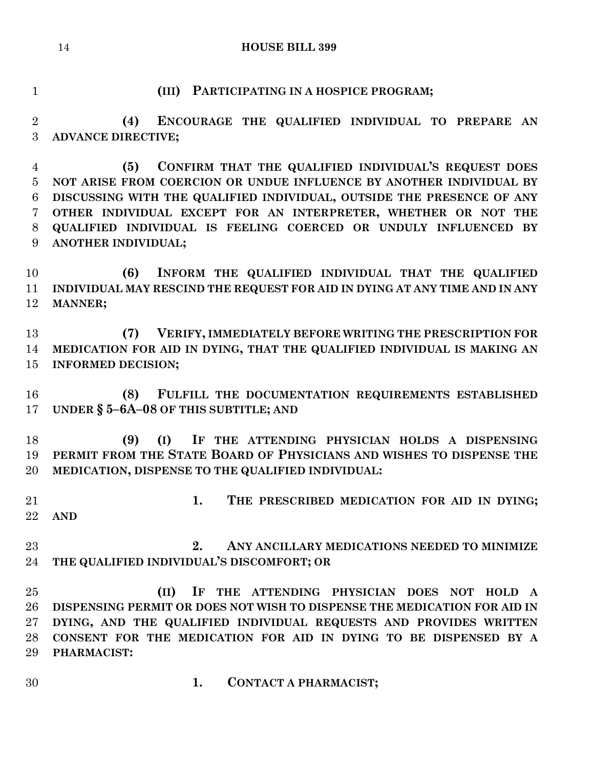**(III) PARTICIPATING IN A HOSPICE PROGRAM;**

**(4) ENCOURAGE THE QUALIFIED INDIVIDUAL TO PREPARE AN ADVANCE DIRECTIVE;**

**(5) CONFIRM THAT THE QUALIFIED INDIVIDUAL'S REQUEST DOES NOT ARISE FROM COERCION OR UNDUE INFLUENCE BY ANOTHER INDIVIDUAL BY DISCUSSING WITH THE QUALIFIED INDIVIDUAL, OUTSIDE THE PRESENCE OF ANY OTHER INDIVIDUAL EXCEPT FOR AN INTERPRETER, WHETHER OR NOT THE QUALIFIED INDIVIDUAL IS FEELING COERCED OR UNDULY INFLUENCED BY ANOTHER INDIVIDUAL;**

**(6) INFORM THE QUALIFIED INDIVIDUAL THAT THE QUALIFIED INDIVIDUAL MAY RESCIND THE REQUEST FOR AID IN DYING AT ANY TIME AND IN ANY MANNER;**

**(7) VERIFY, IMMEDIATELY BEFORE WRITING THE PRESCRIPTION FOR MEDICATION FOR AID IN DYING, THAT THE QUALIFIED INDIVIDUAL IS MAKING AN INFORMED DECISION;**

**(8) FULFILL THE DOCUMENTATION REQUIREMENTS ESTABLISHED UNDER § 5–6A–08 OF THIS SUBTITLE; AND**

**(9) (I) IF THE ATTENDING PHYSICIAN HOLDS A DISPENSING PERMIT FROM THE STATE BOARD OF PHYSICIANS AND WISHES TO DISPENSE THE MEDICATION, DISPENSE TO THE QUALIFIED INDIVIDUAL:**

**1. THE PRESCRIBED MEDICATION FOR AID IN DYING; AND**

**2. ANY ANCILLARY MEDICATIONS NEEDED TO MINIMIZE THE QUALIFIED INDIVIDUAL'S DISCOMFORT; OR**

**(II) IF THE ATTENDING PHYSICIAN DOES NOT HOLD A DISPENSING PERMIT OR DOES NOT WISH TO DISPENSE THE MEDICATION FOR AID IN DYING, AND THE QUALIFIED INDIVIDUAL REQUESTS AND PROVIDES WRITTEN CONSENT FOR THE MEDICATION FOR AID IN DYING TO BE DISPENSED BY A PHARMACIST:**

**1. CONTACT A PHARMACIST;**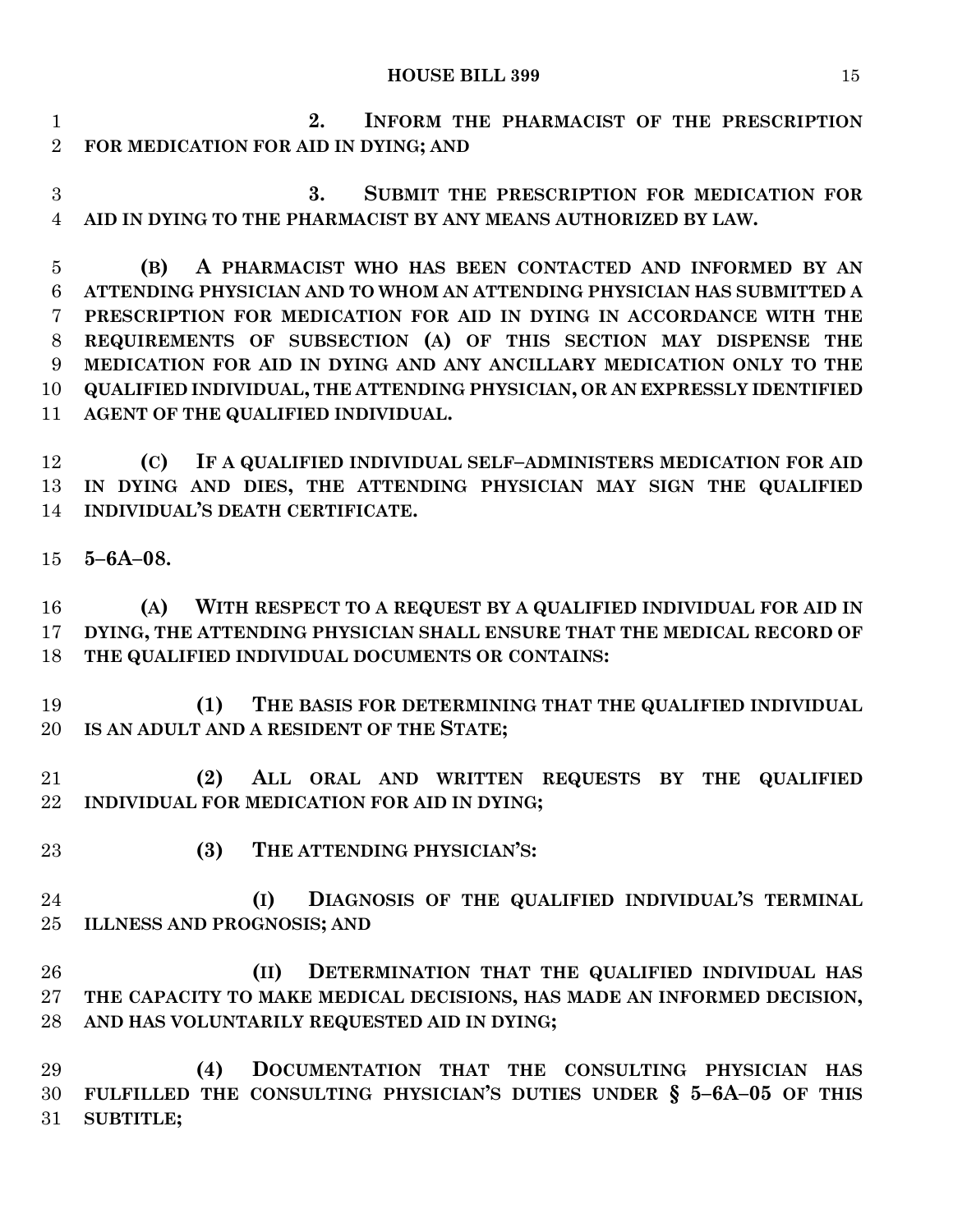**2. INFORM THE PHARMACIST OF THE PRESCRIPTION FOR MEDICATION FOR AID IN DYING; AND**

**3. SUBMIT THE PRESCRIPTION FOR MEDICATION FOR AID IN DYING TO THE PHARMACIST BY ANY MEANS AUTHORIZED BY LAW.**

**(B) A PHARMACIST WHO HAS BEEN CONTACTED AND INFORMED BY AN ATTENDING PHYSICIAN AND TO WHOM AN ATTENDING PHYSICIAN HAS SUBMITTED A PRESCRIPTION FOR MEDICATION FOR AID IN DYING IN ACCORDANCE WITH THE REQUIREMENTS OF SUBSECTION (A) OF THIS SECTION MAY DISPENSE THE MEDICATION FOR AID IN DYING AND ANY ANCILLARY MEDICATION ONLY TO THE QUALIFIED INDIVIDUAL, THE ATTENDING PHYSICIAN, OR AN EXPRESSLY IDENTIFIED AGENT OF THE QUALIFIED INDIVIDUAL.**

**(C) IF A QUALIFIED INDIVIDUAL SELF–ADMINISTERS MEDICATION FOR AID IN DYING AND DIES, THE ATTENDING PHYSICIAN MAY SIGN THE QUALIFIED INDIVIDUAL'S DEATH CERTIFICATE.**

**5–6A–08.**

**(A) WITH RESPECT TO A REQUEST BY A QUALIFIED INDIVIDUAL FOR AID IN DYING, THE ATTENDING PHYSICIAN SHALL ENSURE THAT THE MEDICAL RECORD OF THE QUALIFIED INDIVIDUAL DOCUMENTS OR CONTAINS:**

**(1) THE BASIS FOR DETERMINING THAT THE QUALIFIED INDIVIDUAL IS AN ADULT AND A RESIDENT OF THE STATE;**

**(2) ALL ORAL AND WRITTEN REQUESTS BY THE QUALIFIED INDIVIDUAL FOR MEDICATION FOR AID IN DYING;**

**(3) THE ATTENDING PHYSICIAN'S:**

**(I) DIAGNOSIS OF THE QUALIFIED INDIVIDUAL'S TERMINAL ILLNESS AND PROGNOSIS; AND**

**(II) DETERMINATION THAT THE QUALIFIED INDIVIDUAL HAS THE CAPACITY TO MAKE MEDICAL DECISIONS, HAS MADE AN INFORMED DECISION, AND HAS VOLUNTARILY REQUESTED AID IN DYING;**

**(4) DOCUMENTATION THAT THE CONSULTING PHYSICIAN HAS FULFILLED THE CONSULTING PHYSICIAN'S DUTIES UNDER § 5–6A–05 OF THIS SUBTITLE;**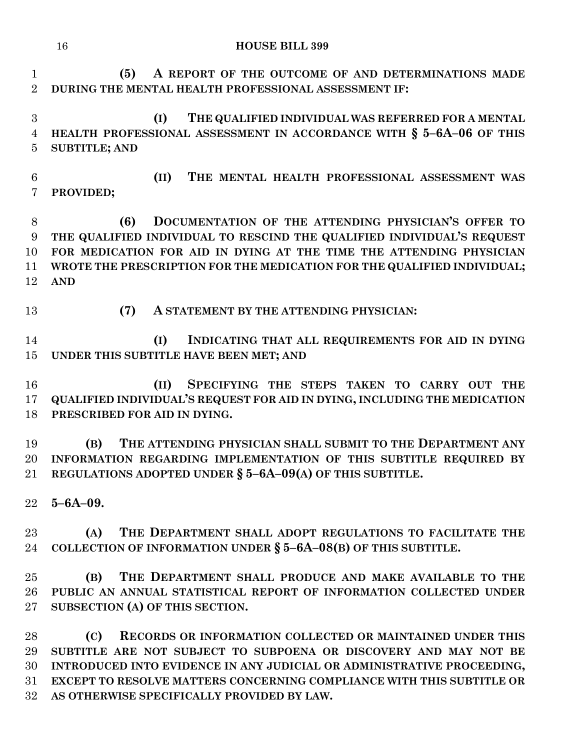**(5) A REPORT OF THE OUTCOME OF AND DETERMINATIONS MADE DURING THE MENTAL HEALTH PROFESSIONAL ASSESSMENT IF:**

**(I) THE QUALIFIED INDIVIDUAL WAS REFERRED FOR A MENTAL HEALTH PROFESSIONAL ASSESSMENT IN ACCORDANCE WITH § 5–6A–06 OF THIS SUBTITLE; AND**

**(II) THE MENTAL HEALTH PROFESSIONAL ASSESSMENT WAS PROVIDED;**

**(6) DOCUMENTATION OF THE ATTENDING PHYSICIAN'S OFFER TO THE QUALIFIED INDIVIDUAL TO RESCIND THE QUALIFIED INDIVIDUAL'S REQUEST FOR MEDICATION FOR AID IN DYING AT THE TIME THE ATTENDING PHYSICIAN WROTE THE PRESCRIPTION FOR THE MEDICATION FOR THE QUALIFIED INDIVIDUAL; AND**

**(7) A STATEMENT BY THE ATTENDING PHYSICIAN:**

**(I) INDICATING THAT ALL REQUIREMENTS FOR AID IN DYING UNDER THIS SUBTITLE HAVE BEEN MET; AND**

**(II) SPECIFYING THE STEPS TAKEN TO CARRY OUT THE QUALIFIED INDIVIDUAL'S REQUEST FOR AID IN DYING, INCLUDING THE MEDICATION PRESCRIBED FOR AID IN DYING.**

**(B) THE ATTENDING PHYSICIAN SHALL SUBMIT TO THE DEPARTMENT ANY INFORMATION REGARDING IMPLEMENTATION OF THIS SUBTITLE REQUIRED BY REGULATIONS ADOPTED UNDER § 5–6A–09(A) OF THIS SUBTITLE.**

**5–6A–09.**

**(A) THE DEPARTMENT SHALL ADOPT REGULATIONS TO FACILITATE THE COLLECTION OF INFORMATION UNDER § 5–6A–08(B) OF THIS SUBTITLE.**

**(B) THE DEPARTMENT SHALL PRODUCE AND MAKE AVAILABLE TO THE PUBLIC AN ANNUAL STATISTICAL REPORT OF INFORMATION COLLECTED UNDER SUBSECTION (A) OF THIS SECTION.**

**(C) RECORDS OR INFORMATION COLLECTED OR MAINTAINED UNDER THIS SUBTITLE ARE NOT SUBJECT TO SUBPOENA OR DISCOVERY AND MAY NOT BE INTRODUCED INTO EVIDENCE IN ANY JUDICIAL OR ADMINISTRATIVE PROCEEDING, EXCEPT TO RESOLVE MATTERS CONCERNING COMPLIANCE WITH THIS SUBTITLE OR AS OTHERWISE SPECIFICALLY PROVIDED BY LAW.**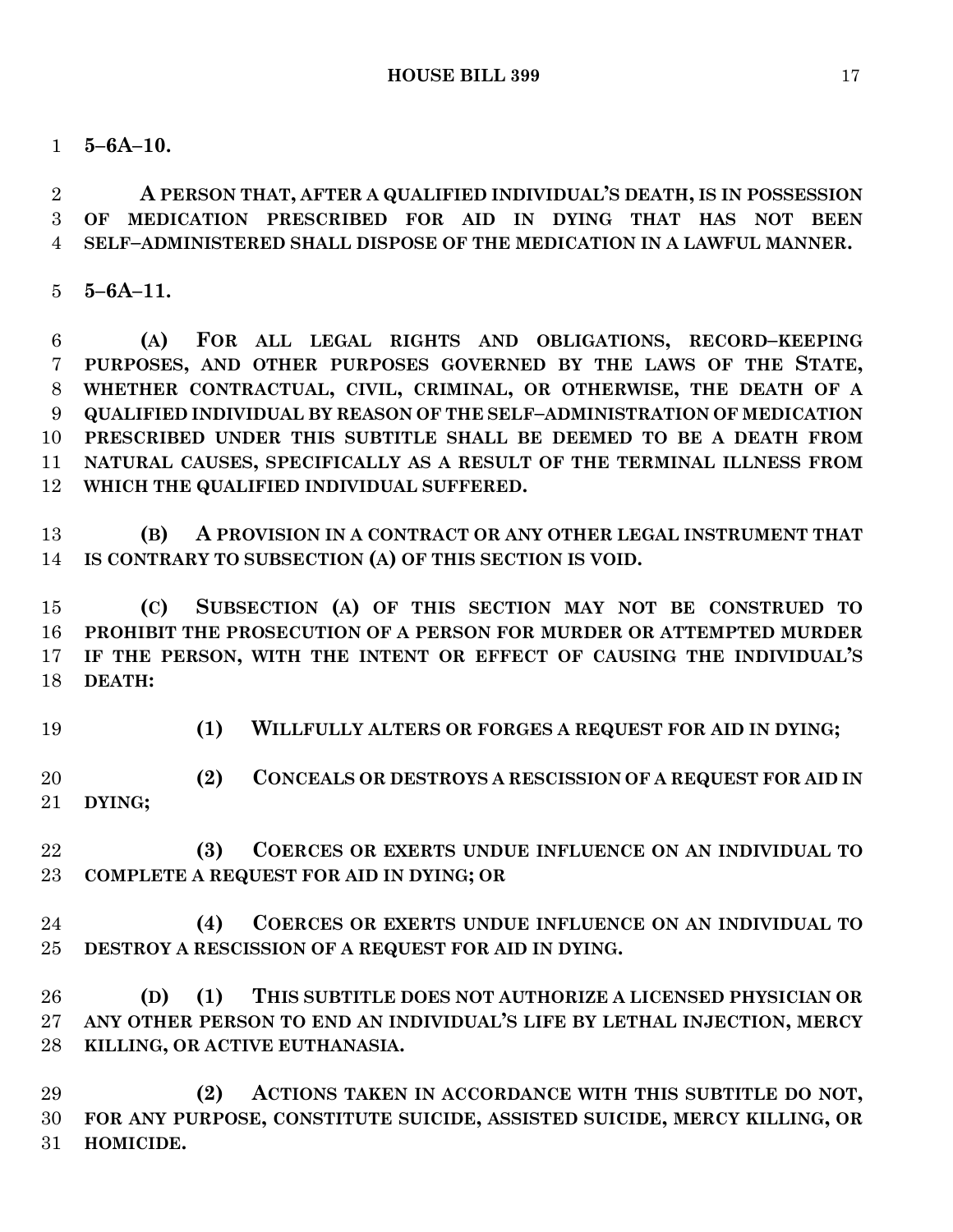**5–6A–10.**

**A PERSON THAT, AFTER A QUALIFIED INDIVIDUAL'S DEATH, IS IN POSSESSION OF MEDICATION PRESCRIBED FOR AID IN DYING THAT HAS NOT BEEN SELF–ADMINISTERED SHALL DISPOSE OF THE MEDICATION IN A LAWFUL MANNER.**

**5–6A–11.**

**(A) FOR ALL LEGAL RIGHTS AND OBLIGATIONS, RECORD–KEEPING PURPOSES, AND OTHER PURPOSES GOVERNED BY THE LAWS OF THE STATE, WHETHER CONTRACTUAL, CIVIL, CRIMINAL, OR OTHERWISE, THE DEATH OF A QUALIFIED INDIVIDUAL BY REASON OF THE SELF–ADMINISTRATION OF MEDICATION PRESCRIBED UNDER THIS SUBTITLE SHALL BE DEEMED TO BE A DEATH FROM NATURAL CAUSES, SPECIFICALLY AS A RESULT OF THE TERMINAL ILLNESS FROM WHICH THE QUALIFIED INDIVIDUAL SUFFERED.**

**(B) A PROVISION IN A CONTRACT OR ANY OTHER LEGAL INSTRUMENT THAT IS CONTRARY TO SUBSECTION (A) OF THIS SECTION IS VOID.**

**(C) SUBSECTION (A) OF THIS SECTION MAY NOT BE CONSTRUED TO PROHIBIT THE PROSECUTION OF A PERSON FOR MURDER OR ATTEMPTED MURDER IF THE PERSON, WITH THE INTENT OR EFFECT OF CAUSING THE INDIVIDUAL'S DEATH:**

**(1) WILLFULLY ALTERS OR FORGES A REQUEST FOR AID IN DYING;**

**(2) CONCEALS OR DESTROYS A RESCISSION OF A REQUEST FOR AID IN DYING;**

**(3) COERCES OR EXERTS UNDUE INFLUENCE ON AN INDIVIDUAL TO COMPLETE A REQUEST FOR AID IN DYING; OR**

**(4) COERCES OR EXERTS UNDUE INFLUENCE ON AN INDIVIDUAL TO DESTROY A RESCISSION OF A REQUEST FOR AID IN DYING.**

**(D) (1) THIS SUBTITLE DOES NOT AUTHORIZE A LICENSED PHYSICIAN OR ANY OTHER PERSON TO END AN INDIVIDUAL'S LIFE BY LETHAL INJECTION, MERCY KILLING, OR ACTIVE EUTHANASIA.**

**(2) ACTIONS TAKEN IN ACCORDANCE WITH THIS SUBTITLE DO NOT, FOR ANY PURPOSE, CONSTITUTE SUICIDE, ASSISTED SUICIDE, MERCY KILLING, OR HOMICIDE.**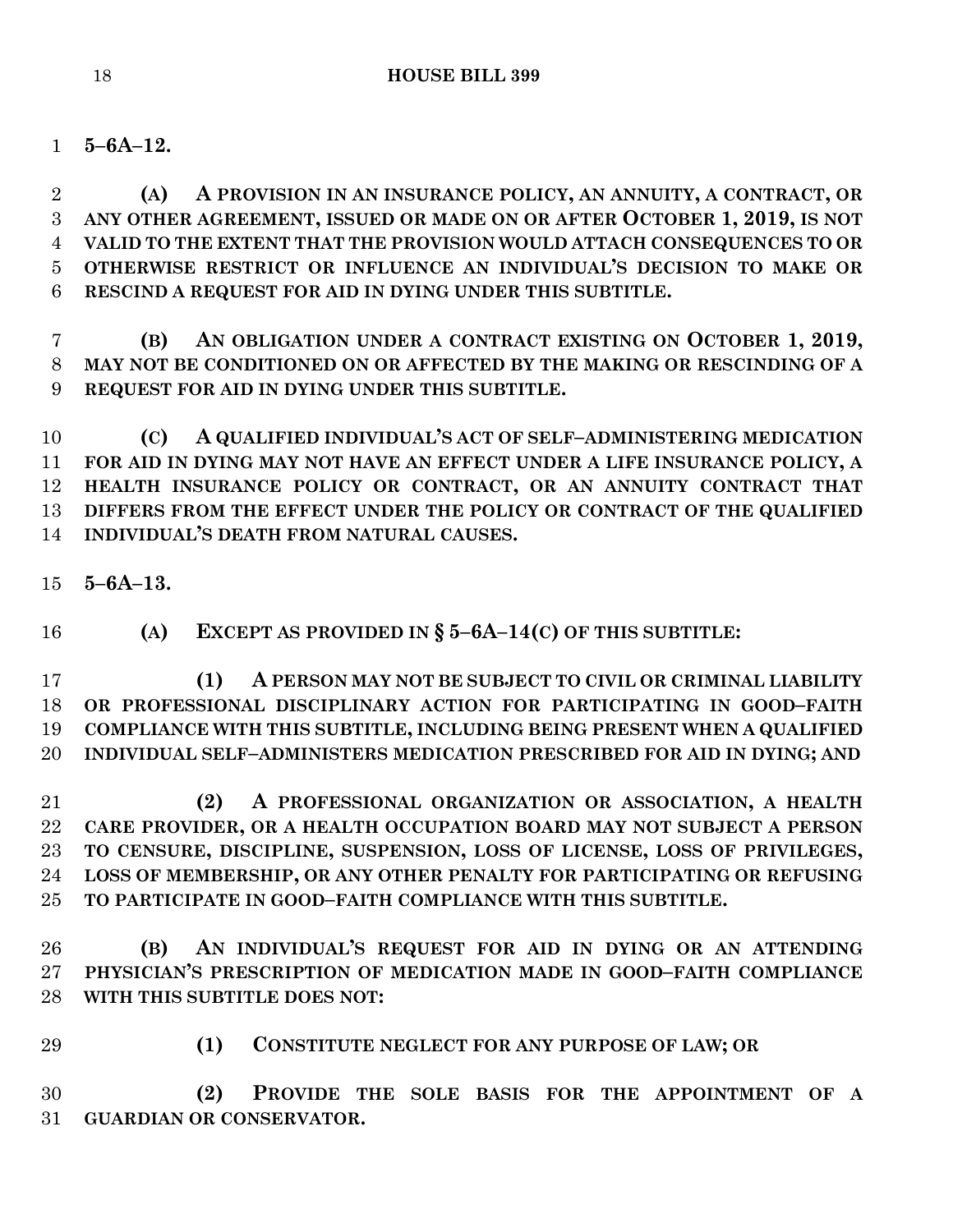**5–6A–12.**

**(A) A PROVISION IN AN INSURANCE POLICY, AN ANNUITY, A CONTRACT, OR ANY OTHER AGREEMENT, ISSUED OR MADE ON OR AFTER OCTOBER 1, 2019, IS NOT VALID TO THE EXTENT THAT THE PROVISION WOULD ATTACH CONSEQUENCES TO OR OTHERWISE RESTRICT OR INFLUENCE AN INDIVIDUAL'S DECISION TO MAKE OR RESCIND A REQUEST FOR AID IN DYING UNDER THIS SUBTITLE.**

**(B) AN OBLIGATION UNDER A CONTRACT EXISTING ON OCTOBER 1, 2019, MAY NOT BE CONDITIONED ON OR AFFECTED BY THE MAKING OR RESCINDING OF A REQUEST FOR AID IN DYING UNDER THIS SUBTITLE.**

**(C) A QUALIFIED INDIVIDUAL'S ACT OF SELF–ADMINISTERING MEDICATION FOR AID IN DYING MAY NOT HAVE AN EFFECT UNDER A LIFE INSURANCE POLICY, A HEALTH INSURANCE POLICY OR CONTRACT, OR AN ANNUITY CONTRACT THAT DIFFERS FROM THE EFFECT UNDER THE POLICY OR CONTRACT OF THE QUALIFIED INDIVIDUAL'S DEATH FROM NATURAL CAUSES.**

**5–6A–13.**

**(A) EXCEPT AS PROVIDED IN § 5–6A–14(C) OF THIS SUBTITLE:**

**(1) A PERSON MAY NOT BE SUBJECT TO CIVIL OR CRIMINAL LIABILITY OR PROFESSIONAL DISCIPLINARY ACTION FOR PARTICIPATING IN GOOD–FAITH COMPLIANCE WITH THIS SUBTITLE, INCLUDING BEING PRESENT WHEN A QUALIFIED INDIVIDUAL SELF–ADMINISTERS MEDICATION PRESCRIBED FOR AID IN DYING; AND**

**(2) A PROFESSIONAL ORGANIZATION OR ASSOCIATION, A HEALTH CARE PROVIDER, OR A HEALTH OCCUPATION BOARD MAY NOT SUBJECT A PERSON TO CENSURE, DISCIPLINE, SUSPENSION, LOSS OF LICENSE, LOSS OF PRIVILEGES, LOSS OF MEMBERSHIP, OR ANY OTHER PENALTY FOR PARTICIPATING OR REFUSING TO PARTICIPATE IN GOOD–FAITH COMPLIANCE WITH THIS SUBTITLE.**

**(B) AN INDIVIDUAL'S REQUEST FOR AID IN DYING OR AN ATTENDING PHYSICIAN'S PRESCRIPTION OF MEDICATION MADE IN GOOD–FAITH COMPLIANCE WITH THIS SUBTITLE DOES NOT:**

**(1) CONSTITUTE NEGLECT FOR ANY PURPOSE OF LAW; OR**

**(2) PROVIDE THE SOLE BASIS FOR THE APPOINTMENT OF A GUARDIAN OR CONSERVATOR.**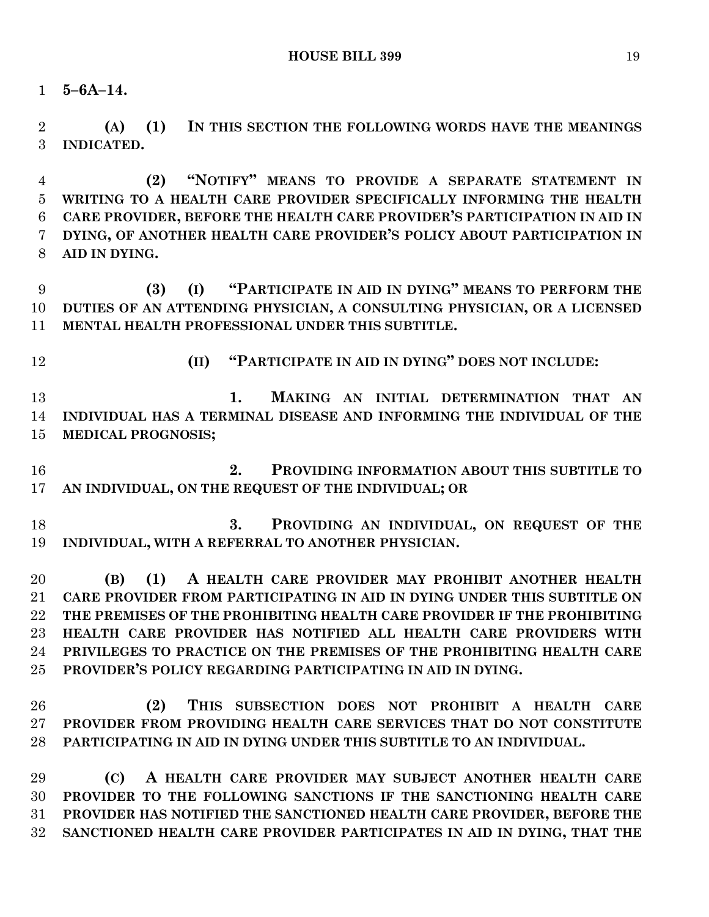**5–6A–14.**

**(A) (1) IN THIS SECTION THE FOLLOWING WORDS HAVE THE MEANINGS INDICATED.**

**(2) "NOTIFY" MEANS TO PROVIDE A SEPARATE STATEMENT IN WRITING TO A HEALTH CARE PROVIDER SPECIFICALLY INFORMING THE HEALTH CARE PROVIDER, BEFORE THE HEALTH CARE PROVIDER'S PARTICIPATION IN AID IN DYING, OF ANOTHER HEALTH CARE PROVIDER'S POLICY ABOUT PARTICIPATION IN AID IN DYING.**

**(3) (I) "PARTICIPATE IN AID IN DYING" MEANS TO PERFORM THE DUTIES OF AN ATTENDING PHYSICIAN, A CONSULTING PHYSICIAN, OR A LICENSED MENTAL HEALTH PROFESSIONAL UNDER THIS SUBTITLE.**

**(II) "PARTICIPATE IN AID IN DYING" DOES NOT INCLUDE:**

**1. MAKING AN INITIAL DETERMINATION THAT AN INDIVIDUAL HAS A TERMINAL DISEASE AND INFORMING THE INDIVIDUAL OF THE MEDICAL PROGNOSIS;**

**2. PROVIDING INFORMATION ABOUT THIS SUBTITLE TO AN INDIVIDUAL, ON THE REQUEST OF THE INDIVIDUAL; OR**

**3. PROVIDING AN INDIVIDUAL, ON REQUEST OF THE INDIVIDUAL, WITH A REFERRAL TO ANOTHER PHYSICIAN.**

**(B) (1) A HEALTH CARE PROVIDER MAY PROHIBIT ANOTHER HEALTH CARE PROVIDER FROM PARTICIPATING IN AID IN DYING UNDER THIS SUBTITLE ON THE PREMISES OF THE PROHIBITING HEALTH CARE PROVIDER IF THE PROHIBITING HEALTH CARE PROVIDER HAS NOTIFIED ALL HEALTH CARE PROVIDERS WITH PRIVILEGES TO PRACTICE ON THE PREMISES OF THE PROHIBITING HEALTH CARE PROVIDER'S POLICY REGARDING PARTICIPATING IN AID IN DYING.**

**(2) THIS SUBSECTION DOES NOT PROHIBIT A HEALTH CARE PROVIDER FROM PROVIDING HEALTH CARE SERVICES THAT DO NOT CONSTITUTE PARTICIPATING IN AID IN DYING UNDER THIS SUBTITLE TO AN INDIVIDUAL.**

**(C) A HEALTH CARE PROVIDER MAY SUBJECT ANOTHER HEALTH CARE PROVIDER TO THE FOLLOWING SANCTIONS IF THE SANCTIONING HEALTH CARE PROVIDER HAS NOTIFIED THE SANCTIONED HEALTH CARE PROVIDER, BEFORE THE SANCTIONED HEALTH CARE PROVIDER PARTICIPATES IN AID IN DYING, THAT THE**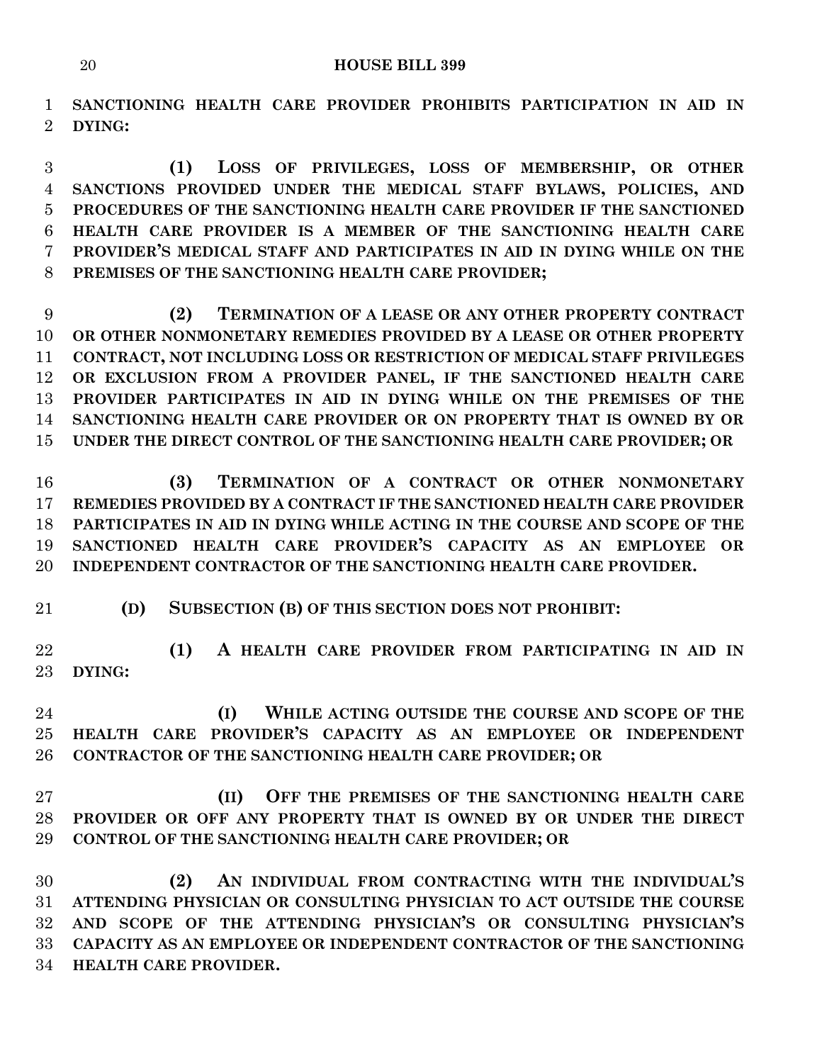**SANCTIONING HEALTH CARE PROVIDER PROHIBITS PARTICIPATION IN AID IN DYING:**

**(1) LOSS OF PRIVILEGES, LOSS OF MEMBERSHIP, OR OTHER SANCTIONS PROVIDED UNDER THE MEDICAL STAFF BYLAWS, POLICIES, AND PROCEDURES OF THE SANCTIONING HEALTH CARE PROVIDER IF THE SANCTIONED HEALTH CARE PROVIDER IS A MEMBER OF THE SANCTIONING HEALTH CARE PROVIDER'S MEDICAL STAFF AND PARTICIPATES IN AID IN DYING WHILE ON THE PREMISES OF THE SANCTIONING HEALTH CARE PROVIDER;**

**(2) TERMINATION OF A LEASE OR ANY OTHER PROPERTY CONTRACT OR OTHER NONMONETARY REMEDIES PROVIDED BY A LEASE OR OTHER PROPERTY CONTRACT, NOT INCLUDING LOSS OR RESTRICTION OF MEDICAL STAFF PRIVILEGES OR EXCLUSION FROM A PROVIDER PANEL, IF THE SANCTIONED HEALTH CARE PROVIDER PARTICIPATES IN AID IN DYING WHILE ON THE PREMISES OF THE SANCTIONING HEALTH CARE PROVIDER OR ON PROPERTY THAT IS OWNED BY OR UNDER THE DIRECT CONTROL OF THE SANCTIONING HEALTH CARE PROVIDER; OR**

**(3) TERMINATION OF A CONTRACT OR OTHER NONMONETARY REMEDIES PROVIDED BY A CONTRACT IF THE SANCTIONED HEALTH CARE PROVIDER PARTICIPATES IN AID IN DYING WHILE ACTING IN THE COURSE AND SCOPE OF THE SANCTIONED HEALTH CARE PROVIDER'S CAPACITY AS AN EMPLOYEE OR INDEPENDENT CONTRACTOR OF THE SANCTIONING HEALTH CARE PROVIDER.**

**(D) SUBSECTION (B) OF THIS SECTION DOES NOT PROHIBIT:**

**(1) A HEALTH CARE PROVIDER FROM PARTICIPATING IN AID IN DYING:**

**(I) WHILE ACTING OUTSIDE THE COURSE AND SCOPE OF THE HEALTH CARE PROVIDER'S CAPACITY AS AN EMPLOYEE OR INDEPENDENT CONTRACTOR OF THE SANCTIONING HEALTH CARE PROVIDER; OR**

**(II) OFF THE PREMISES OF THE SANCTIONING HEALTH CARE PROVIDER OR OFF ANY PROPERTY THAT IS OWNED BY OR UNDER THE DIRECT CONTROL OF THE SANCTIONING HEALTH CARE PROVIDER; OR**

**(2) AN INDIVIDUAL FROM CONTRACTING WITH THE INDIVIDUAL'S ATTENDING PHYSICIAN OR CONSULTING PHYSICIAN TO ACT OUTSIDE THE COURSE AND SCOPE OF THE ATTENDING PHYSICIAN'S OR CONSULTING PHYSICIAN'S CAPACITY AS AN EMPLOYEE OR INDEPENDENT CONTRACTOR OF THE SANCTIONING HEALTH CARE PROVIDER.**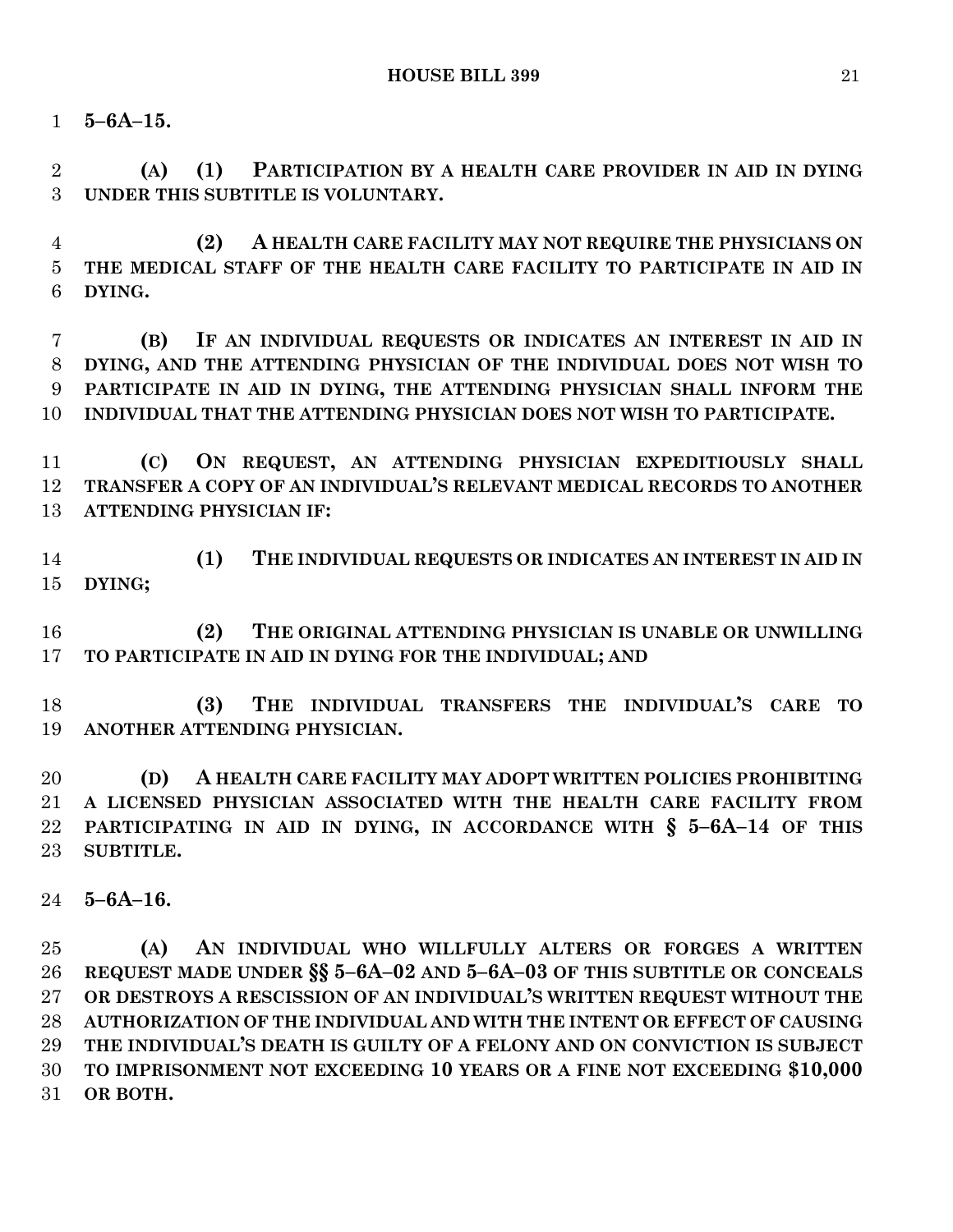**5–6A–15.**

**(A) (1) PARTICIPATION BY A HEALTH CARE PROVIDER IN AID IN DYING UNDER THIS SUBTITLE IS VOLUNTARY.**

**(2) A HEALTH CARE FACILITY MAY NOT REQUIRE THE PHYSICIANS ON THE MEDICAL STAFF OF THE HEALTH CARE FACILITY TO PARTICIPATE IN AID IN DYING.**

**(B) IF AN INDIVIDUAL REQUESTS OR INDICATES AN INTEREST IN AID IN DYING, AND THE ATTENDING PHYSICIAN OF THE INDIVIDUAL DOES NOT WISH TO PARTICIPATE IN AID IN DYING, THE ATTENDING PHYSICIAN SHALL INFORM THE INDIVIDUAL THAT THE ATTENDING PHYSICIAN DOES NOT WISH TO PARTICIPATE.**

**(C) ON REQUEST, AN ATTENDING PHYSICIAN EXPEDITIOUSLY SHALL TRANSFER A COPY OF AN INDIVIDUAL'S RELEVANT MEDICAL RECORDS TO ANOTHER ATTENDING PHYSICIAN IF:**

**(1) THE INDIVIDUAL REQUESTS OR INDICATES AN INTEREST IN AID IN DYING;**

**(2) THE ORIGINAL ATTENDING PHYSICIAN IS UNABLE OR UNWILLING TO PARTICIPATE IN AID IN DYING FOR THE INDIVIDUAL; AND**

**(3) THE INDIVIDUAL TRANSFERS THE INDIVIDUAL'S CARE TO ANOTHER ATTENDING PHYSICIAN.**

**(D) A HEALTH CARE FACILITY MAY ADOPT WRITTEN POLICIES PROHIBITING A LICENSED PHYSICIAN ASSOCIATED WITH THE HEALTH CARE FACILITY FROM PARTICIPATING IN AID IN DYING, IN ACCORDANCE WITH § 5–6A–14 OF THIS SUBTITLE.**

**5–6A–16.**

**(A) AN INDIVIDUAL WHO WILLFULLY ALTERS OR FORGES A WRITTEN REQUEST MADE UNDER §§ 5–6A–02 AND 5–6A–03 OF THIS SUBTITLE OR CONCEALS OR DESTROYS A RESCISSION OF AN INDIVIDUAL'S WRITTEN REQUEST WITHOUT THE AUTHORIZATION OF THE INDIVIDUAL AND WITH THE INTENT OR EFFECT OF CAUSING THE INDIVIDUAL'S DEATH IS GUILTY OF A FELONY AND ON CONVICTION IS SUBJECT TO IMPRISONMENT NOT EXCEEDING 10 YEARS OR A FINE NOT EXCEEDING $10,000 OR BOTH.**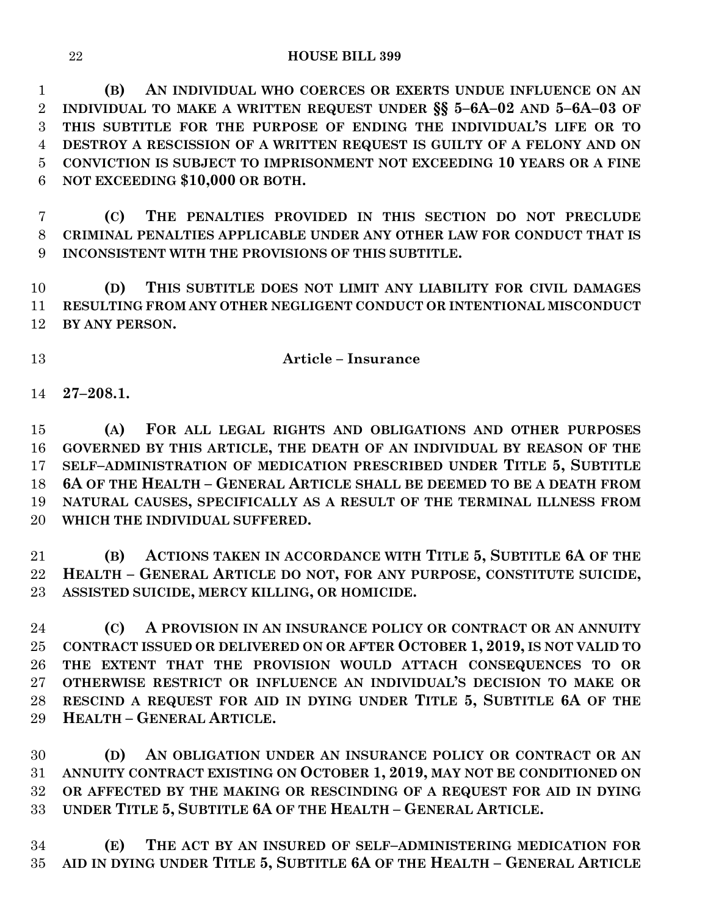**(B) AN INDIVIDUAL WHO COERCES OR EXERTS UNDUE INFLUENCE ON AN INDIVIDUAL TO MAKE A WRITTEN REQUEST UNDER §§ 5–6A–02 AND 5–6A–03 OF THIS SUBTITLE FOR THE PURPOSE OF ENDING THE INDIVIDUAL'S LIFE OR TO DESTROY A RESCISSION OF A WRITTEN REQUEST IS GUILTY OF A FELONY AND ON CONVICTION IS SUBJECT TO IMPRISONMENT NOT EXCEEDING 10 YEARS OR A FINE NOT EXCEEDING $10,000 OR BOTH.**

**(C) THE PENALTIES PROVIDED IN THIS SECTION DO NOT PRECLUDE CRIMINAL PENALTIES APPLICABLE UNDER ANY OTHER LAW FOR CONDUCT THAT IS INCONSISTENT WITH THE PROVISIONS OF THIS SUBTITLE.**

**(D) THIS SUBTITLE DOES NOT LIMIT ANY LIABILITY FOR CIVIL DAMAGES RESULTING FROM ANY OTHER NEGLIGENT CONDUCT OR INTENTIONAL MISCONDUCT BY ANY PERSON.**

## Article – Insurance

**27–208.1.**

**(A) FOR ALL LEGAL RIGHTS AND OBLIGATIONS AND OTHER PURPOSES GOVERNED BY THIS ARTICLE, THE DEATH OF AN INDIVIDUAL BY REASON OF THE SELF–ADMINISTRATION OF MEDICATION PRESCRIBED UNDER TITLE 5, SUBTITLE 6A OF THE HEALTH – GENERAL ARTICLE SHALL BE DEEMED TO BE A DEATH FROM NATURAL CAUSES, SPECIFICALLY AS A RESULT OF THE TERMINAL ILLNESS FROM WHICH THE INDIVIDUAL SUFFERED.**

**(B) ACTIONS TAKEN IN ACCORDANCE WITH TITLE 5, SUBTITLE 6A OF THE HEALTH – GENERAL ARTICLE DO NOT, FOR ANY PURPOSE, CONSTITUTE SUICIDE, ASSISTED SUICIDE, MERCY KILLING, OR HOMICIDE.**

**(C) A PROVISION IN AN INSURANCE POLICY OR CONTRACT OR AN ANNUITY CONTRACT ISSUED OR DELIVERED ON OR AFTER OCTOBER 1, 2019, IS NOT VALID TO THE EXTENT THAT THE PROVISION WOULD ATTACH CONSEQUENCES TO OR OTHERWISE RESTRICT OR INFLUENCE AN INDIVIDUAL'S DECISION TO MAKE OR RESCIND A REQUEST FOR AID IN DYING UNDER TITLE 5, SUBTITLE 6A OF THE HEALTH – GENERAL ARTICLE.**

**(D) AN OBLIGATION UNDER AN INSURANCE POLICY OR CONTRACT OR AN ANNUITY CONTRACT EXISTING ON OCTOBER 1, 2019, MAY NOT BE CONDITIONED ON OR AFFECTED BY THE MAKING OR RESCINDING OF A REQUEST FOR AID IN DYING UNDER TITLE 5, SUBTITLE 6A OF THE HEALTH – GENERAL ARTICLE.**

**(E) THE ACT BY AN INSURED OF SELF–ADMINISTERING MEDICATION FOR AID IN DYING UNDER TITLE 5, SUBTITLE 6A OF THE HEALTH – GENERAL ARTICLE**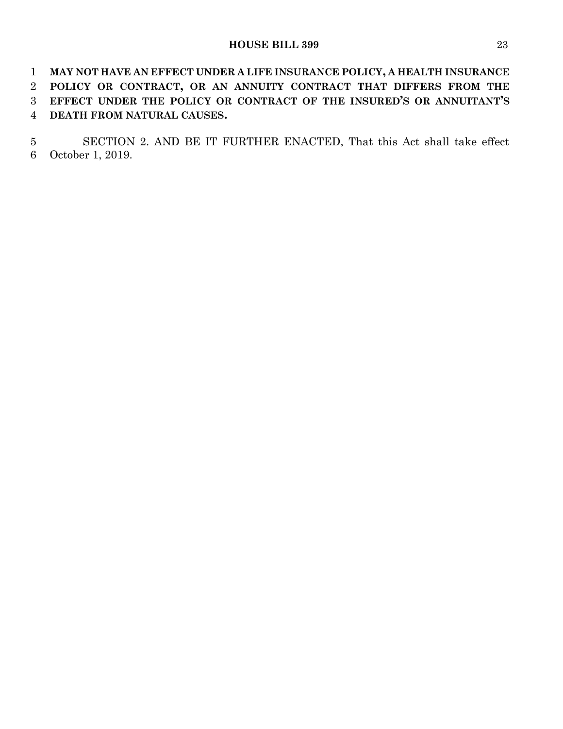**MAY NOT HAVE AN EFFECT UNDER A LIFE INSURANCE POLICY, A HEALTH INSURANCE POLICY OR CONTRACT, OR AN ANNUITY CONTRACT THAT DIFFERS FROM THE EFFECT UNDER THE POLICY OR CONTRACT OF THE INSURED'S OR ANNUITANT'S DEATH FROM NATURAL CAUSES.**

SECTION 2. AND BE IT FURTHER ENACTED, That this Act shall take effect October 1, 2019.